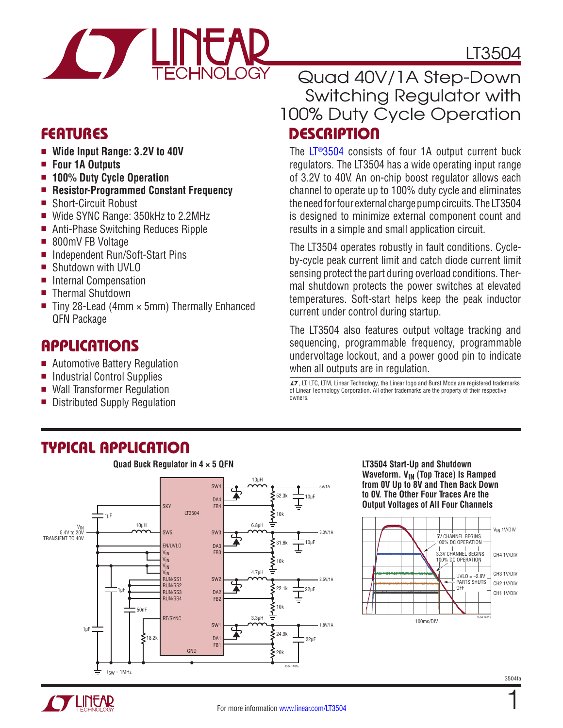# LT3504

## Quad 40V/1A Step-Down Switching Regulator with 100% Duty Cycle Operation

## FEATURES

- **Wide Input Range: 3.2V to 40V**
- **Four 1A Outputs**
- **100% Duty Cycle Operation**
- **Resistor-Programmed Constant Frequency**
- Short-Circuit Robust
- Wide SYNC Range: 350kHz to 2.2MHz
- Anti-Phase Switching Reduces Ripple
- 800mV FB Voltage
- Independent Run/Soft-Start Pins
- Shutdown with UVLO
- Internal Compensation
- Thermal Shutdown
- Tiny 28-Lead (4mm × 5mm) Thermally Enhanced QFN Package

## APPLICATIONS

- Automotive Battery Regulation
- Industrial Control Supplies
- Wall Transformer Regulation
- Distributed Supply Regulation

## DESCRIPTION

The LT®3504 consists of four 1A output current buck regulators. The LT3504 has a wide operating input range of 3.2V to 40V. An on-chip boost regulator allows each channel to operate up to 100% duty cycle and eliminates the need for four external charge pump circuits. The LT3504 is designed to minimize external component count and results in a simple and small application circuit.

The LT3504 operates robustly in fault conditions. Cycle-by-cycle peak current limit and catch diode current limit sensing protect the part during overload conditions. Thermal shutdown protects the power switches at elevated temperatures. Soft-start helps keep the peak inductor current under control during startup.

The LT3504 also features output voltage tracking and sequencing, programmable frequency, programmable undervoltage lockout, and a power good pin to indicate when all outputs are in regulation.

LT, LTC, LTM, Linear Technology, the Linear logo and Burst Mode are registered trademarks of Linear Technology Corporation. All other trademarks are the property of their respective owners.

## TYPICAL APPLICATION

**Quad Buck Regulator in 4 × 5 QFN**

**LT3504 Start-Up and Shutdown Waveform. $V_{IN}$ (Top Trace) Is Ramped from 0V Up to 8V and Then Back Down to 0V. The Other Four Traces Are the Output Voltages of All Four Channels**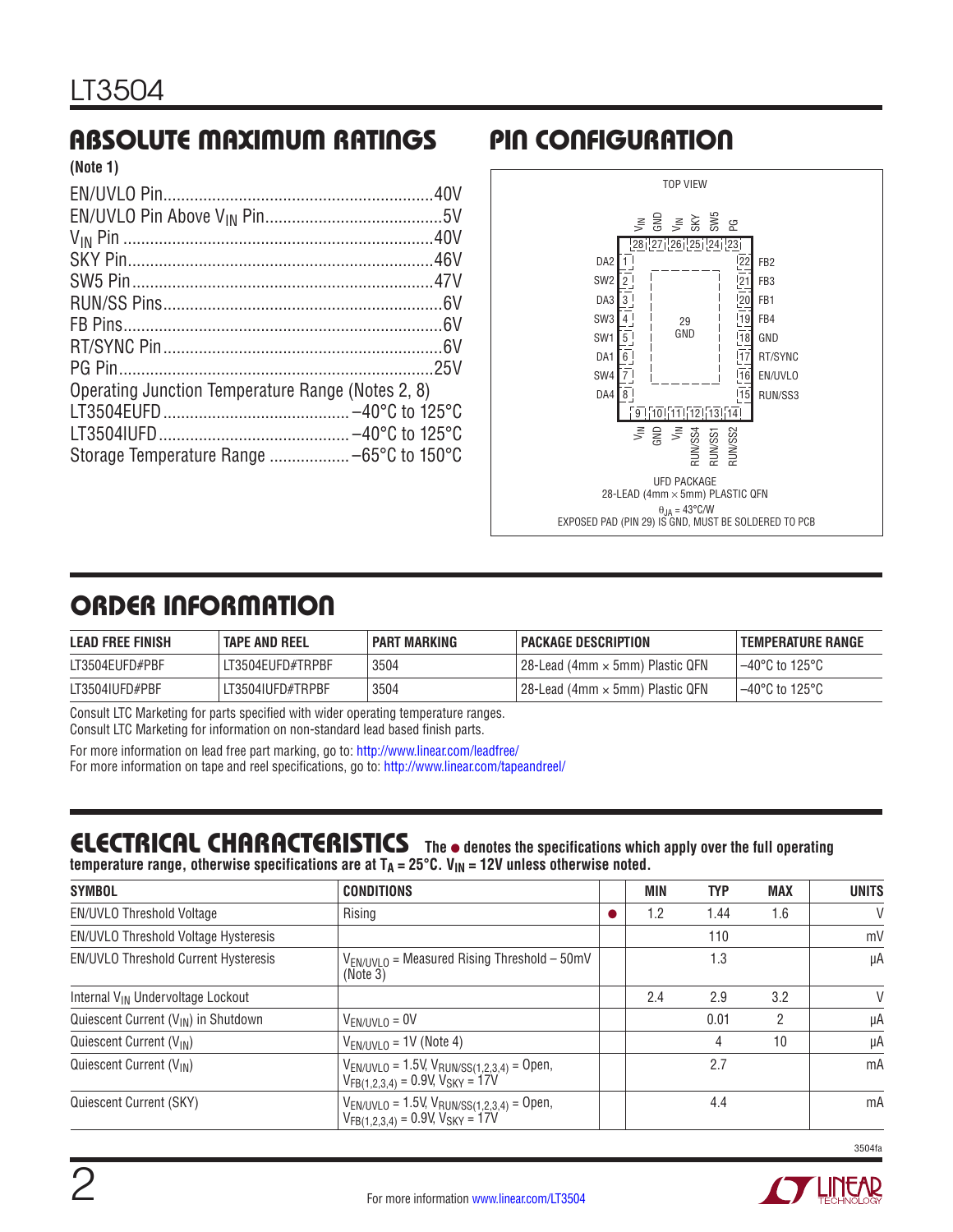## ABSOLUTE MAXIMUM RATINGS

**(Note 1)**

EN/UVLO Pin ............................................................40V
EN/UVLO Pin Above $V_{IN}$ Pin ........................................5V
$V_{IN}$ Pin ......................................................................40V
SKY Pin ....................................................................46V
SW5 Pin ....................................................................47V
RUN/SS Pins ...............................................................6V
FB Pins ........................................................................6V
RT/SYNC Pin ...............................................................6V
PG Pin ........................................................................25V
Operating Junction Temperature Range (Notes 2, 8)
LT3504EUFD ........................................... –40°C to 125°C
LT3504IUFD ............................................ –40°C to 125°C
Storage Temperature Range .................. –65°C to 150°C

## PIN CONFIGURATION

TOP VIEW

Top pins: 28 $V_{IN}$, 27 GND, 26 $V_{IN}$, 25 SKY, 24 SW5, 23 PG

Left pins: 1 DA2, 2 SW2, 3 DA3, 4 SW3, 5 SW1, 6 DA1, 7 SW4, 8 DA4

Right pins: 22 FB2, 21 FB3, 20 FB1, 19 FB4, 18 GND, 17 RT/SYNC, 16 EN/UVLO, 15 RUN/SS3

Bottom pins: 9 $V_{IN}$, 10 GND, 11 $V_{IN}$, 12 RUN/SS4, 13 RUN/SS1, 14 RUN/SS2

Center: 29 GND

UFD PACKAGE
28-LEAD (4mm × 5mm) PLASTIC QFN
$\theta_{JA}$ = 43°C/W
EXPOSED PAD (PIN 29) IS GND, MUST BE SOLDERED TO PCB

## ORDER INFORMATION

| LEAD FREE FINISH | TAPE AND REEL | PART MARKING | PACKAGE DESCRIPTION | TEMPERATURE RANGE |
|---|---|---|---|---|
| LT3504EUFD#PBF | LT3504EUFD#TRPBF | 3504 | 28-Lead (4mm × 5mm) Plastic QFN | –40°C to 125°C |
| LT3504IUFD#PBF | LT3504IUFD#TRPBF | 3504 | 28-Lead (4mm × 5mm) Plastic QFN | –40°C to 125°C |

Consult LTC Marketing for parts specified with wider operating temperature ranges.
Consult LTC Marketing for information on non-standard lead based finish parts.

For more information on lead free part marking, go to: http://www.linear.com/leadfree/
For more information on tape and reel specifications, go to: http://www.linear.com/tapeandreel/

## ELECTRICAL CHARACTERISTICS

**The ● denotes the specifications which apply over the full operating temperature range, otherwise specifications are at $T_A$ = 25°C. $V_{IN}$ = 12V unless otherwise noted.**

| SYMBOL | CONDITIONS | | MIN | TYP | MAX | UNITS |
|---|---|---|---|---|---|---|
| EN/UVLO Threshold Voltage | Rising | ● | 1.2 | 1.44 | 1.6 | V |
| EN/UVLO Threshold Voltage Hysteresis | | | | 110 | | mV |
| EN/UVLO Threshold Current Hysteresis | $V_{EN/UVLO}$ = Measured Rising Threshold – 50mV (Note 3) | | | 1.3 | | µA |
| Internal $V_{IN}$ Undervoltage Lockout | | | 2.4 | 2.9 | 3.2 | V |
| Quiescent Current ($V_{IN}$) in Shutdown | $V_{EN/UVLO}$ = 0V | | | 0.01 | 2 | µA |
| Quiescent Current ($V_{IN}$) | $V_{EN/UVLO}$ = 1V (Note 4) | | | 4 | 10 | µA |
| Quiescent Current ($V_{IN}$) | $V_{EN/UVLO}$ = 1.5V, $V_{RUN/SS(1,2,3,4)}$ = Open, $V_{FB(1,2,3,4)}$ = 0.9V, $V_{SKY}$ = 17V | | | 2.7 | | mA |
| Quiescent Current (SKY) | $V_{EN/UVLO}$ = 1.5V, $V_{RUN/SS(1,2,3,4)}$ = Open, $V_{FB(1,2,3,4)}$ = 0.9V, $V_{SKY}$ = 17V | | | 4.4 | | mA |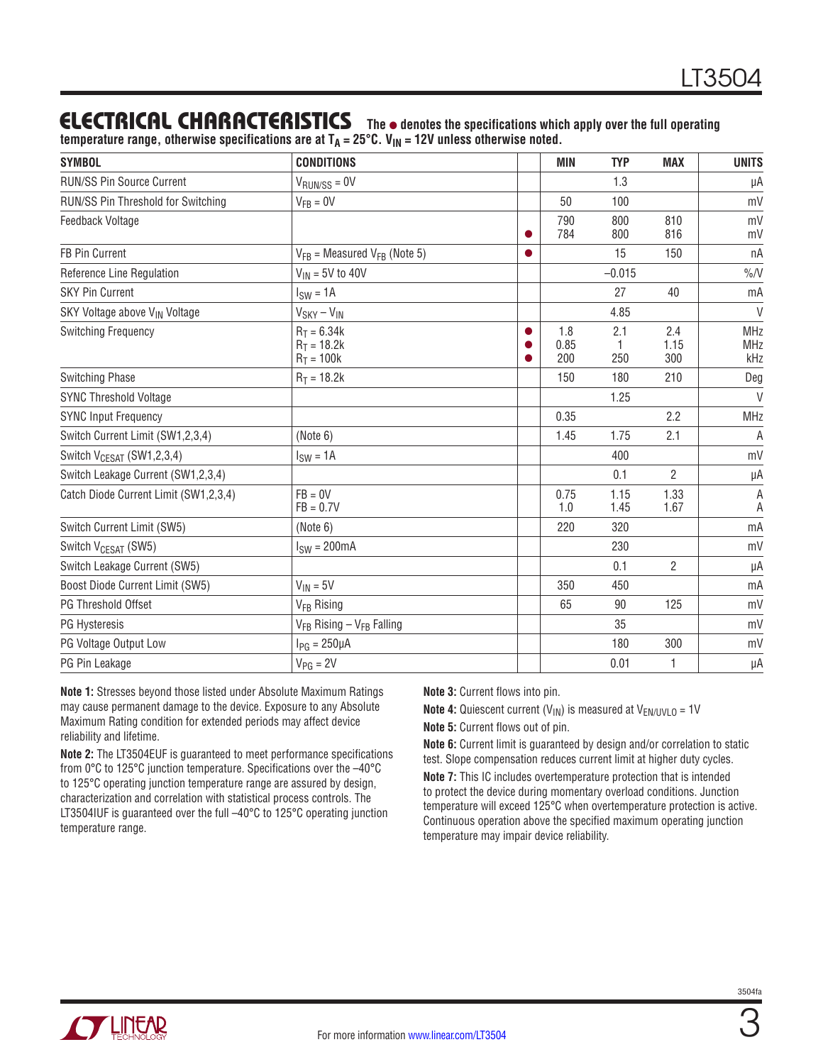## ELECTRICAL CHARACTERISTICS

**The ● denotes the specifications which apply over the full operating temperature range, otherwise specifications are at $T_A = 25°C$. $V_{IN} = 12V$ unless otherwise noted.**

| SYMBOL | CONDITIONS | | MIN | TYP | MAX | UNITS |
|---|---|---|---|---|---|---|
| RUN/SS Pin Source Current | $V_{RUN/SS} = 0V$ | | | 1.3 | | µA |
| RUN/SS Pin Threshold for Switching | $V_{FB} = 0V$ | | 50 | 100 | | mV |
| Feedback Voltage | | <br>● | 790<br>784 | 800<br>800 | 810<br>816 | mV<br>mV |
| FB Pin Current | $V_{FB}$ = Measured $V_{FB}$ (Note 5) | ● | | 15 | 150 | nA |
| Reference Line Regulation | $V_{IN}$ = 5V to 40V | | | –0.015 | | %/V |
| SKY Pin Current | $I_{SW} = 1A$ | | | 27 | 40 | mA |
| SKY Voltage above $V_{IN}$ Voltage | $V_{SKY} – V_{IN}$ | | | 4.85 | | V |
| Switching Frequency | $R_T = 6.34k$<br>$R_T = 18.2k$<br>$R_T = 100k$ | ●<br>●<br>● | 1.8<br>0.85<br>200 | 2.1<br>1<br>250 | 2.4<br>1.15<br>300 | MHz<br>MHz<br>kHz |
| Switching Phase | $R_T = 18.2k$ | | 150 | 180 | 210 | Deg |
| SYNC Threshold Voltage | | | | 1.25 | | V |
| SYNC Input Frequency | | | 0.35 | | 2.2 | MHz |
| Switch Current Limit (SW1,2,3,4) | (Note 6) | | 1.45 | 1.75 | 2.1 | A |
| Switch $V_{CESAT}$ (SW1,2,3,4) | $I_{SW} = 1A$ | | | 400 | | mV |
| Switch Leakage Current (SW1,2,3,4) | | | | 0.1 | 2 | µA |
| Catch Diode Current Limit (SW1,2,3,4) | FB = 0V<br>FB = 0.7V | | 0.75<br>1.0 | 1.15<br>1.45 | 1.33<br>1.67 | A<br>A |
| Switch Current Limit (SW5) | (Note 6) | | 220 | 320 | | mA |
| Switch $V_{CESAT}$ (SW5) | $I_{SW} = 200mA$ | | | 230 | | mV |
| Switch Leakage Current (SW5) | | | | 0.1 | 2 | µA |
| Boost Diode Current Limit (SW5) | $V_{IN} = 5V$ | | 350 | 450 | | mA |
| PG Threshold Offset | $V_{FB}$ Rising | | 65 | 90 | 125 | mV |
| PG Hysteresis | $V_{FB}$ Rising – $V_{FB}$ Falling | | | 35 | | mV |
| PG Voltage Output Low | $I_{PG} = 250µA$ | | | 180 | 300 | mV |
| PG Pin Leakage | $V_{PG} = 2V$ | | | 0.01 | 1 | µA |

**Note 1:** Stresses beyond those listed under Absolute Maximum Ratings may cause permanent damage to the device. Exposure to any Absolute Maximum Rating condition for extended periods may affect device reliability and lifetime.

**Note 2:** The LT3504EUF is guaranteed to meet performance specifications from 0°C to 125°C junction temperature. Specifications over the –40°C to 125°C operating junction temperature range are assured by design, characterization and correlation with statistical process controls. The LT3504IUF is guaranteed over the full –40°C to 125°C operating junction temperature range.

**Note 3:** Current flows into pin.

**Note 4:** Quiescent current ($V_{IN}$) is measured at $V_{EN/UVLO} = 1V$

**Note 5:** Current flows out of pin.

**Note 6:** Current limit is guaranteed by design and/or correlation to static test. Slope compensation reduces current limit at higher duty cycles.

**Note 7:** This IC includes overtemperature protection that is intended to protect the device during momentary overload conditions. Junction temperature will exceed 125°C when overtemperature protection is active. Continuous operation above the specified maximum operating junction temperature may impair device reliability.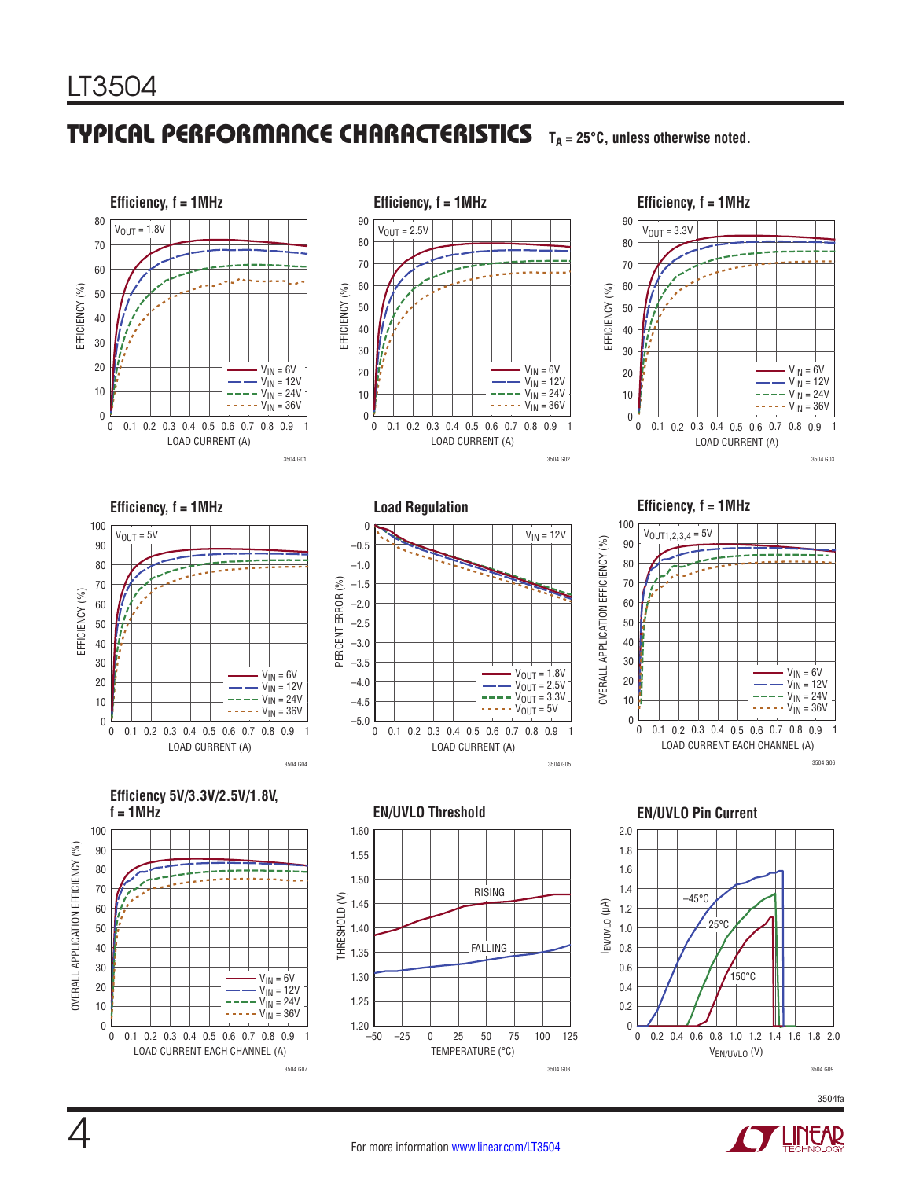## TYPICAL PERFORMANCE CHARACTERISTICS

$T_A = 25°C$, unless otherwise noted.

**Efficiency, f = 1MHz**

$V_{OUT} = 1.8V$

EFFICIENCY (%) vs LOAD CURRENT (A)

$V_{IN} = 6V$, $V_{IN} = 12V$, $V_{IN} = 24V$, $V_{IN} = 36V$

3504 G01

**Efficiency, f = 1MHz**

$V_{OUT} = 2.5V$

EFFICIENCY (%) vs LOAD CURRENT (A)

$V_{IN} = 6V$, $V_{IN} = 12V$, $V_{IN} = 24V$, $V_{IN} = 36V$

3504 G02

**Efficiency, f = 1MHz**

$V_{OUT} = 3.3V$

EFFICIENCY (%) vs LOAD CURRENT (A)

$V_{IN} = 6V$, $V_{IN} = 12V$, $V_{IN} = 24V$, $V_{IN} = 36V$

3504 G03

**Efficiency, f = 1MHz**

$V_{OUT} = 5V$

EFFICIENCY (%) vs LOAD CURRENT (A)

$V_{IN} = 6V$, $V_{IN} = 12V$, $V_{IN} = 24V$, $V_{IN} = 36V$

3504 G04

**Load Regulation**

$V_{IN} = 12V$

PERCENT ERROR (%) vs LOAD CURRENT (A)

$V_{OUT} = 1.8V$, $V_{OUT} = 2.5V$, $V_{OUT} = 3.3V$, $V_{OUT} = 5V$

3504 G05

**Efficiency, f = 1MHz**

$V_{OUT1,2,3,4} = 5V$

OVERALL APPLICATION EFFICIENCY (%) vs LOAD CURRENT EACH CHANNEL (A)

$V_{IN} = 6V$, $V_{IN} = 12V$, $V_{IN} = 24V$, $V_{IN} = 36V$

3504 G06

**Efficiency 5V/3.3V/2.5V/1.8V, f = 1MHz**

OVERALL APPLICATION EFFICIENCY (%) vs LOAD CURRENT EACH CHANNEL (A)

$V_{IN} = 6V$, $V_{IN} = 12V$, $V_{IN} = 24V$, $V_{IN} = 36V$

3504 G07

**EN/UVLO Threshold**

THRESHOLD (V) vs TEMPERATURE (°C)

RISING, FALLING

3504 G08

**EN/UVLO Pin Current**

$I_{EN/UVLO}$ (µA) vs $V_{EN/UVLO}$ (V)

–45°C, 25°C, 150°C

3504 G09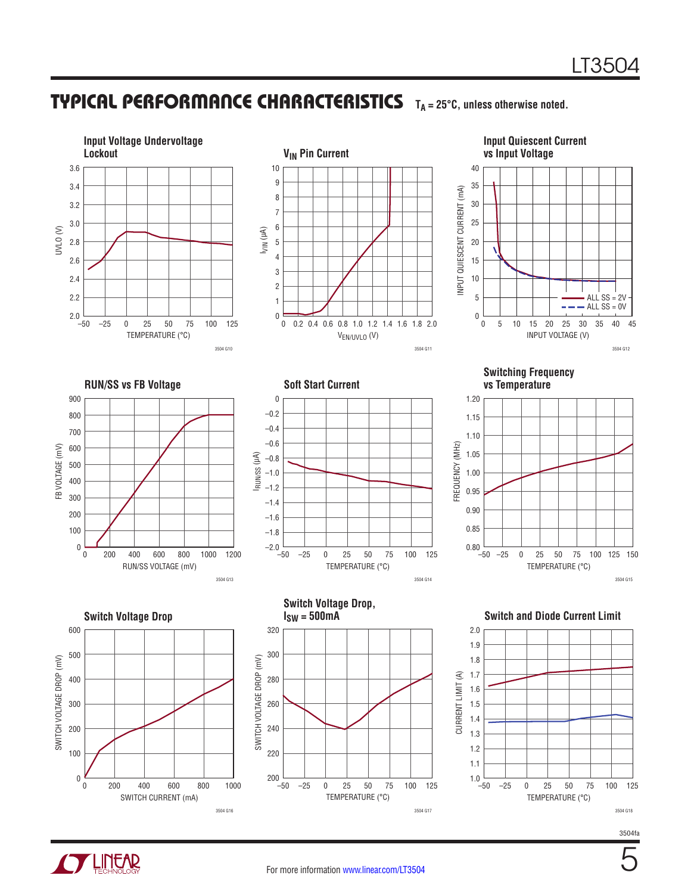## TYPICAL PERFORMANCE CHARACTERISTICS $T_A$ = 25°C, unless otherwise noted.

**Input Voltage Undervoltage Lockout**

3504 G10

**$V_{IN}$ Pin Current**

3504 G11

**Input Quiescent Current vs Input Voltage**

3504 G12

**RUN/SS vs FB Voltage**

3504 G13

**Soft Start Current**

3504 G14

**Switching Frequency vs Temperature**

3504 G15

**Switch Voltage Drop**

3504 G16

**Switch Voltage Drop, $I_{SW}$ = 500mA**

3504 G17

**Switch and Diode Current Limit**

3504 G18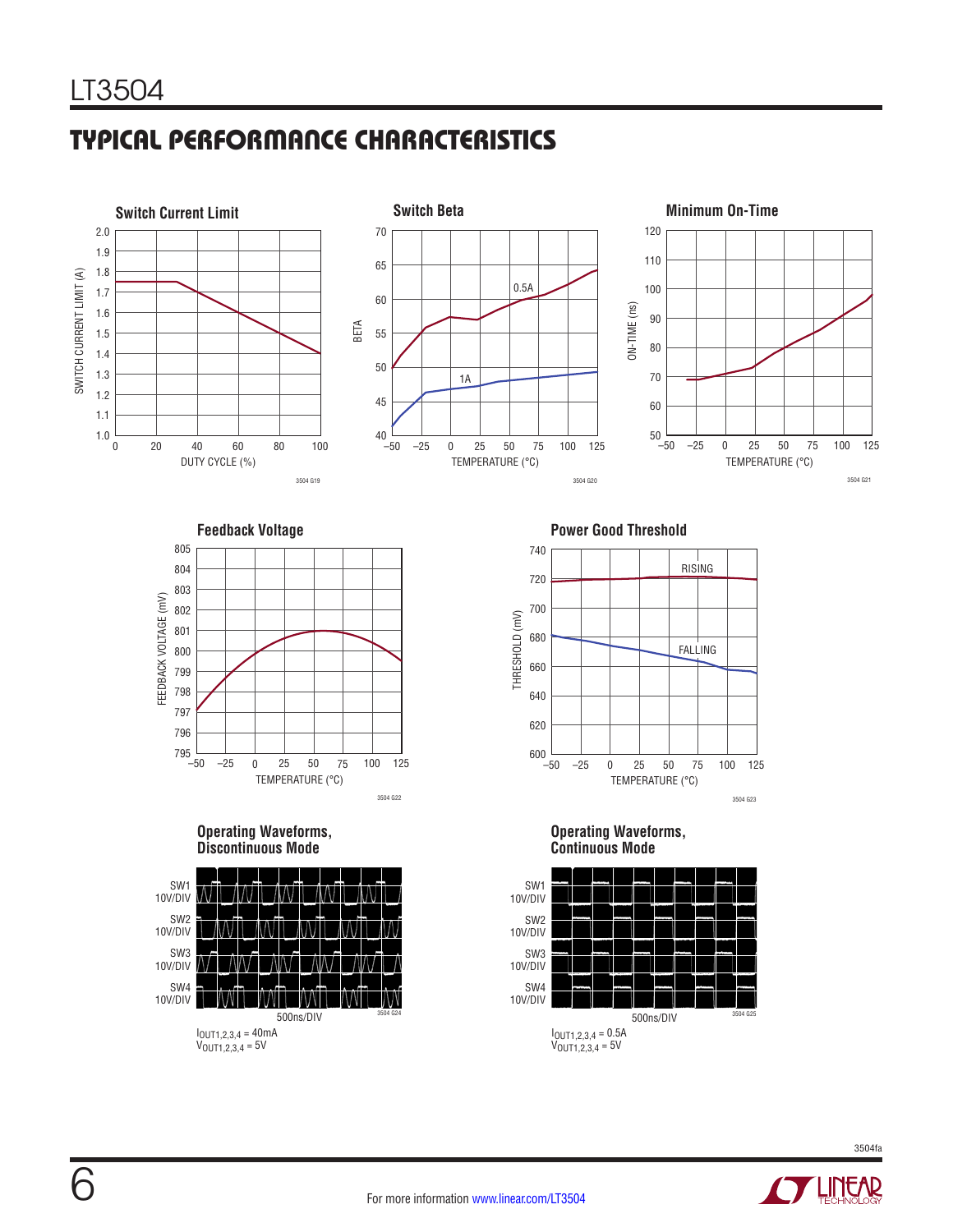## TYPICAL PERFORMANCE CHARACTERISTICS

**Switch Current Limit**

SWITCH CURRENT LIMIT (A) vs DUTY CYCLE (%)

3504 G19

**Switch Beta**

BETA vs TEMPERATURE (°C)

0.5A

1A

3504 G20

**Minimum On-Time**

ON-TIME (ns) vs TEMPERATURE (°C)

3504 G21

**Feedback Voltage**

FEEDBACK VOLTAGE (mV) vs TEMPERATURE (°C)

3504 G22

**Power Good Threshold**

THRESHOLD (mV) vs TEMPERATURE (°C)

RISING

FALLING

3504 G23

**Operating Waveforms, Discontinuous Mode**

SW1 10V/DIV

SW2 10V/DIV

SW3 10V/DIV

SW4 10V/DIV

500ns/DIV

3504 G24

$I_{OUT1,2,3,4}$ = 40mA
$V_{OUT1,2,3,4}$ = 5V

**Operating Waveforms, Continuous Mode**

SW1 10V/DIV

SW2 10V/DIV

SW3 10V/DIV

SW4 10V/DIV

500ns/DIV

3504 G25

$I_{OUT1,2,3,4}$ = 0.5A
$V_{OUT1,2,3,4}$ = 5V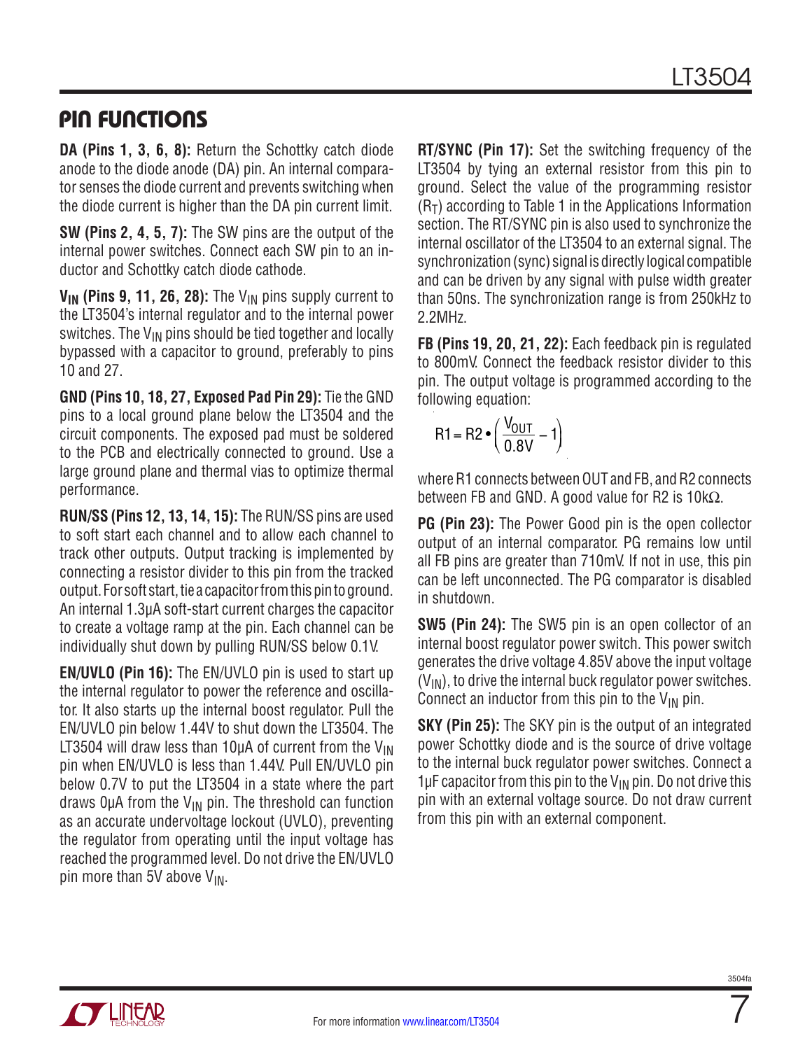## PIN FUNCTIONS

**DA (Pins 1, 3, 6, 8):** Return the Schottky catch diode anode to the diode anode (DA) pin. An internal comparator senses the diode current and prevents switching when the diode current is higher than the DA pin current limit.

**SW (Pins 2, 4, 5, 7):** The SW pins are the output of the internal power switches. Connect each SW pin to an inductor and Schottky catch diode cathode.

**$V_{IN}$ (Pins 9, 11, 26, 28):** The $V_{IN}$ pins supply current to the LT3504's internal regulator and to the internal power switches. The $V_{IN}$ pins should be tied together and locally bypassed with a capacitor to ground, preferably to pins 10 and 27.

**GND (Pins 10, 18, 27, Exposed Pad Pin 29):** Tie the GND pins to a local ground plane below the LT3504 and the circuit components. The exposed pad must be soldered to the PCB and electrically connected to ground. Use a large ground plane and thermal vias to optimize thermal performance.

**RUN/SS (Pins 12, 13, 14, 15):** The RUN/SS pins are used to soft start each channel and to allow each channel to track other outputs. Output tracking is implemented by connecting a resistor divider to this pin from the tracked output. For soft start, tie a capacitor from this pin to ground. An internal 1.3µA soft-start current charges the capacitor to create a voltage ramp at the pin. Each channel can be individually shut down by pulling RUN/SS below 0.1V.

**EN/UVLO (Pin 16):** The EN/UVLO pin is used to start up the internal regulator to power the reference and oscillator. It also starts up the internal boost regulator. Pull the EN/UVLO pin below 1.44V to shut down the LT3504. The LT3504 will draw less than 10µA of current from the $V_{IN}$ pin when EN/UVLO is less than 1.44V. Pull EN/UVLO pin below 0.7V to put the LT3504 in a state where the part draws 0µA from the $V_{IN}$ pin. The threshold can function as an accurate undervoltage lockout (UVLO), preventing the regulator from operating until the input voltage has reached the programmed level. Do not drive the EN/UVLO pin more than 5V above $V_{IN}$.

**RT/SYNC (Pin 17):** Set the switching frequency of the LT3504 by tying an external resistor from this pin to ground. Select the value of the programming resistor ($R_T$) according to Table 1 in the Applications Information section. The RT/SYNC pin is also used to synchronize the internal oscillator of the LT3504 to an external signal. The synchronization (sync) signal is directly logical compatible and can be driven by any signal with pulse width greater than 50ns. The synchronization range is from 250kHz to 2.2MHz.

**FB (Pins 19, 20, 21, 22):** Each feedback pin is regulated to 800mV. Connect the feedback resistor divider to this pin. The output voltage is programmed according to the following equation:

$$R1 = R2 \bullet \left( \frac{V_{OUT}}{0.8V} - 1 \right)$$

where R1 connects between OUT and FB, and R2 connects between FB and GND. A good value for R2 is 10kΩ.

**PG (Pin 23):** The Power Good pin is the open collector output of an internal comparator. PG remains low until all FB pins are greater than 710mV. If not in use, this pin can be left unconnected. The PG comparator is disabled in shutdown.

**SW5 (Pin 24):** The SW5 pin is an open collector of an internal boost regulator power switch. This power switch generates the drive voltage 4.85V above the input voltage ($V_{IN}$), to drive the internal buck regulator power switches. Connect an inductor from this pin to the $V_{IN}$ pin.

**SKY (Pin 25):** The SKY pin is the output of an integrated power Schottky diode and is the source of drive voltage to the internal buck regulator power switches. Connect a 1µF capacitor from this pin to the $V_{IN}$ pin. Do not drive this pin with an external voltage source. Do not draw current from this pin with an external component.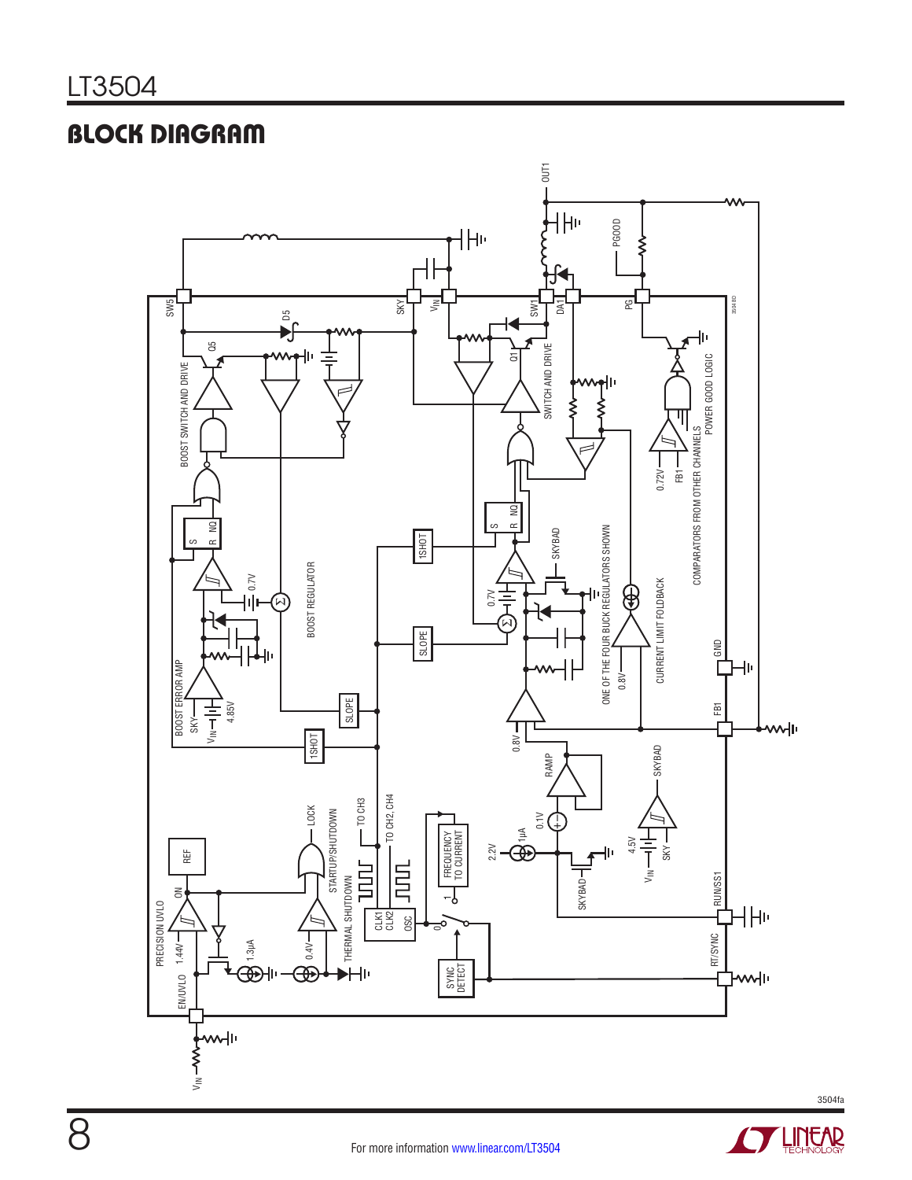## BLOCK DIAGRAM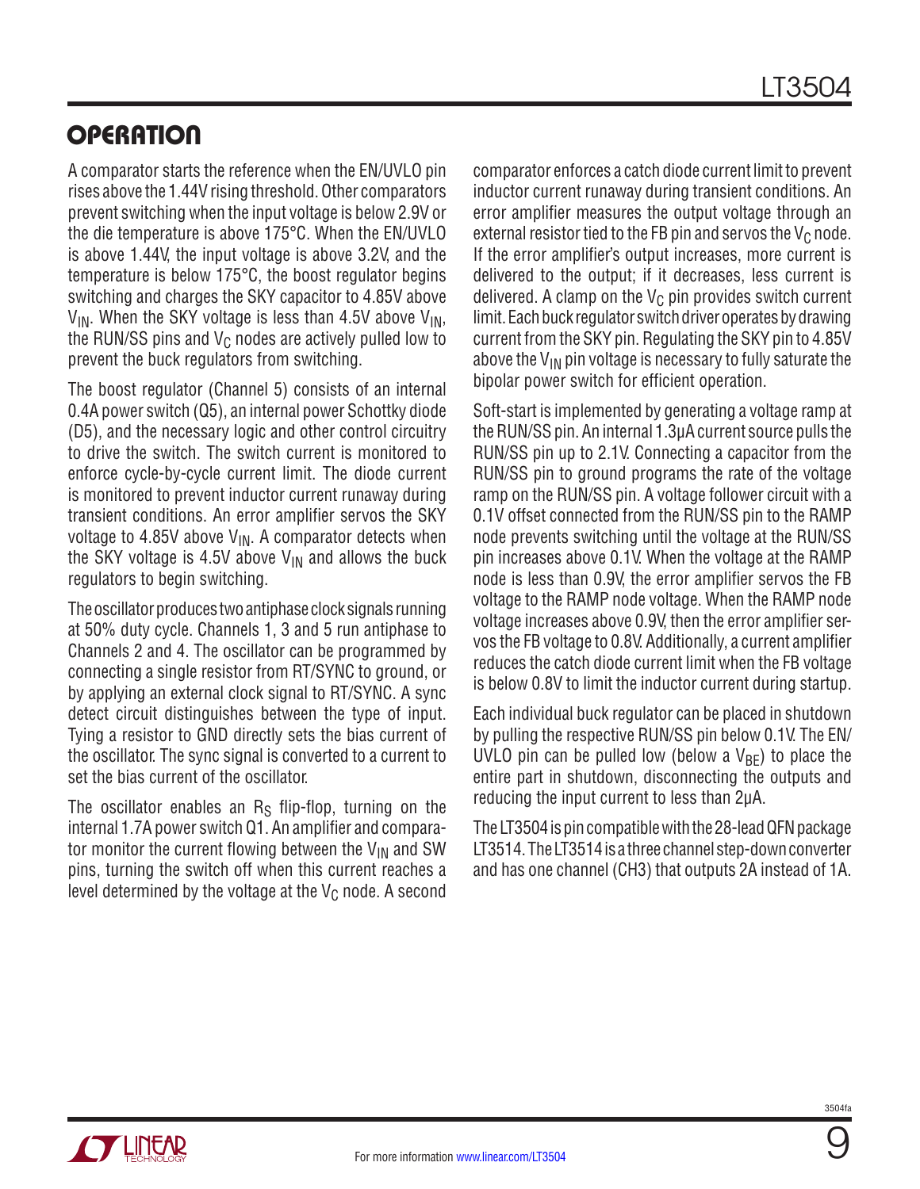# OPERATION

A comparator starts the reference when the EN/UVLO pin rises above the 1.44V rising threshold. Other comparators prevent switching when the input voltage is below 2.9V or the die temperature is above 175°C. When the EN/UVLO is above 1.44V, the input voltage is above 3.2V, and the temperature is below 175°C, the boost regulator begins switching and charges the SKY capacitor to 4.85V above $V_{IN}$. When the SKY voltage is less than 4.5V above $V_{IN}$, the RUN/SS pins and $V_C$ nodes are actively pulled low to prevent the buck regulators from switching.

The boost regulator (Channel 5) consists of an internal 0.4A power switch (Q5), an internal power Schottky diode (D5), and the necessary logic and other control circuitry to drive the switch. The switch current is monitored to enforce cycle-by-cycle current limit. The diode current is monitored to prevent inductor current runaway during transient conditions. An error amplifier servos the SKY voltage to 4.85V above $V_{IN}$. A comparator detects when the SKY voltage is 4.5V above $V_{IN}$ and allows the buck regulators to begin switching.

The oscillator produces two antiphase clock signals running at 50% duty cycle. Channels 1, 3 and 5 run antiphase to Channels 2 and 4. The oscillator can be programmed by connecting a single resistor from RT/SYNC to ground, or by applying an external clock signal to RT/SYNC. A sync detect circuit distinguishes between the type of input. Tying a resistor to GND directly sets the bias current of the oscillator. The sync signal is converted to a current to set the bias current of the oscillator.

The oscillator enables an $R_S$ flip-flop, turning on the internal 1.7A power switch Q1. An amplifier and comparator monitor the current flowing between the $V_{IN}$ and SW pins, turning the switch off when this current reaches a level determined by the voltage at the $V_C$ node. A second comparator enforces a catch diode current limit to prevent inductor current runaway during transient conditions. An error amplifier measures the output voltage through an external resistor tied to the FB pin and servos the $V_C$ node. If the error amplifier's output increases, more current is delivered to the output; if it decreases, less current is delivered. A clamp on the $V_C$ pin provides switch current limit. Each buck regulator switch driver operates by drawing current from the SKY pin. Regulating the SKY pin to 4.85V above the $V_{IN}$ pin voltage is necessary to fully saturate the bipolar power switch for efficient operation.

Soft-start is implemented by generating a voltage ramp at the RUN/SS pin. An internal 1.3µA current source pulls the RUN/SS pin up to 2.1V. Connecting a capacitor from the RUN/SS pin to ground programs the rate of the voltage ramp on the RUN/SS pin. A voltage follower circuit with a 0.1V offset connected from the RUN/SS pin to the RAMP node prevents switching until the voltage at the RUN/SS pin increases above 0.1V. When the voltage at the RAMP node is less than 0.9V, the error amplifier servos the FB voltage to the RAMP node voltage. When the RAMP node voltage increases above 0.9V, then the error amplifier servos the FB voltage to 0.8V. Additionally, a current amplifier reduces the catch diode current limit when the FB voltage is below 0.8V to limit the inductor current during startup.

Each individual buck regulator can be placed in shutdown by pulling the respective RUN/SS pin below 0.1V. The EN/UVLO pin can be pulled low (below a $V_{BE}$) to place the entire part in shutdown, disconnecting the outputs and reducing the input current to less than 2µA.

The LT3504 is pin compatible with the 28-lead QFN package LT3514. The LT3514 is a three channel step-down converter and has one channel (CH3) that outputs 2A instead of 1A.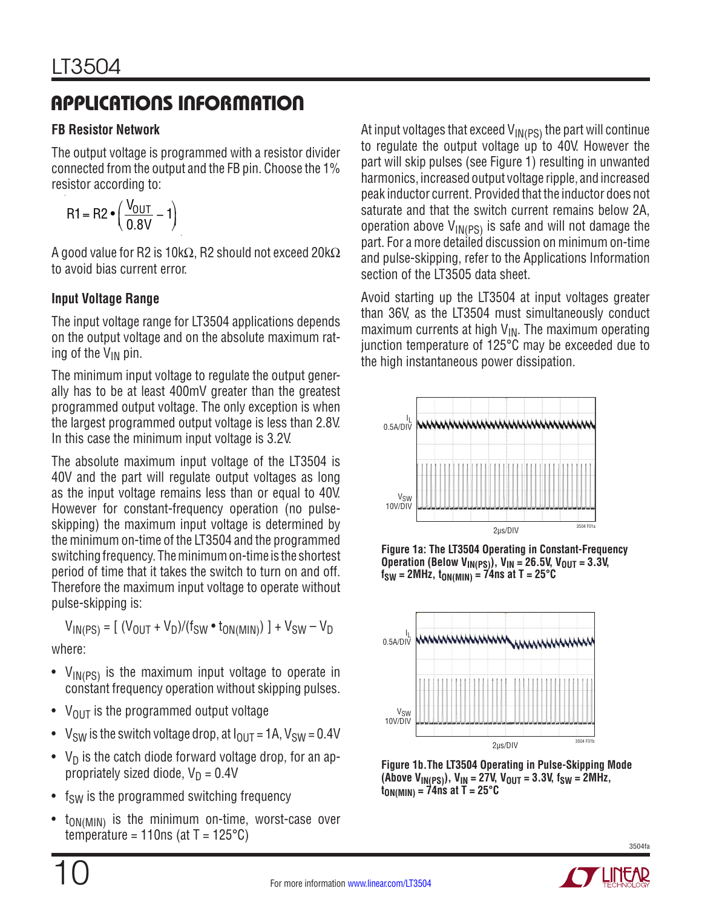## APPLICATIONS INFORMATION

### FB Resistor Network

The output voltage is programmed with a resistor divider connected from the output and the FB pin. Choose the 1% resistor according to:

$$R1 = R2 \bullet \left( \frac{V_{OUT}}{0.8V} - 1 \right)$$

A good value for R2 is 10kΩ, R2 should not exceed 20kΩ to avoid bias current error.

### Input Voltage Range

The input voltage range for LT3504 applications depends on the output voltage and on the absolute maximum rating of the $V_{IN}$ pin.

The minimum input voltage to regulate the output generally has to be at least 400mV greater than the greatest programmed output voltage. The only exception is when the largest programmed output voltage is less than 2.8V. In this case the minimum input voltage is 3.2V.

The absolute maximum input voltage of the LT3504 is 40V and the part will regulate output voltages as long as the input voltage remains less than or equal to 40V. However for constant-frequency operation (no pulse-skipping) the maximum input voltage is determined by the minimum on-time of the LT3504 and the programmed switching frequency. The minimum on-time is the shortest period of time that it takes the switch to turn on and off. Therefore the maximum input voltage to operate without pulse-skipping is:

$$V_{IN(PS)} = [\ (V_{OUT} + V_D)/(f_{SW} \bullet t_{ON(MIN)})\ ] + V_{SW} - V_D$$

where:

- $V_{IN(PS)}$ is the maximum input voltage to operate in constant frequency operation without skipping pulses.
- $V_{OUT}$ is the programmed output voltage
- $V_{SW}$ is the switch voltage drop, at $I_{OUT}$ = 1A, $V_{SW}$ = 0.4V
- $V_D$ is the catch diode forward voltage drop, for an appropriately sized diode, $V_D$ = 0.4V
- $f_{SW}$ is the programmed switching frequency
- $t_{ON(MIN)}$ is the minimum on-time, worst-case over temperature = 110ns (at T = 125°C)

At input voltages that exceed $V_{IN(PS)}$ the part will continue to regulate the output voltage up to 40V. However the part will skip pulses (see Figure 1) resulting in unwanted harmonics, increased output voltage ripple, and increased peak inductor current. Provided that the inductor does not saturate and that the switch current remains below 2A, operation above $V_{IN(PS)}$ is safe and will not damage the part. For a more detailed discussion on minimum on-time and pulse-skipping, refer to the Applications Information section of the LT3505 data sheet.

Avoid starting up the LT3504 at input voltages greater than 36V, as the LT3504 must simultaneously conduct maximum currents at high $V_{IN}$. The maximum operating junction temperature of 125°C may be exceeded due to the high instantaneous power dissipation.

**Figure 1a: The LT3504 Operating in Constant-Frequency Operation (Below $V_{IN(PS)}$), $V_{IN}$ = 26.5V, $V_{OUT}$ = 3.3V, $f_{SW}$ = 2MHz, $t_{ON(MIN)}$ = 74ns at T = 25°C**

**Figure 1b. The LT3504 Operating in Pulse-Skipping Mode (Above $V_{IN(PS)}$), $V_{IN}$ = 27V, $V_{OUT}$ = 3.3V, $f_{SW}$ = 2MHz, $t_{ON(MIN)}$ = 74ns at T = 25°C**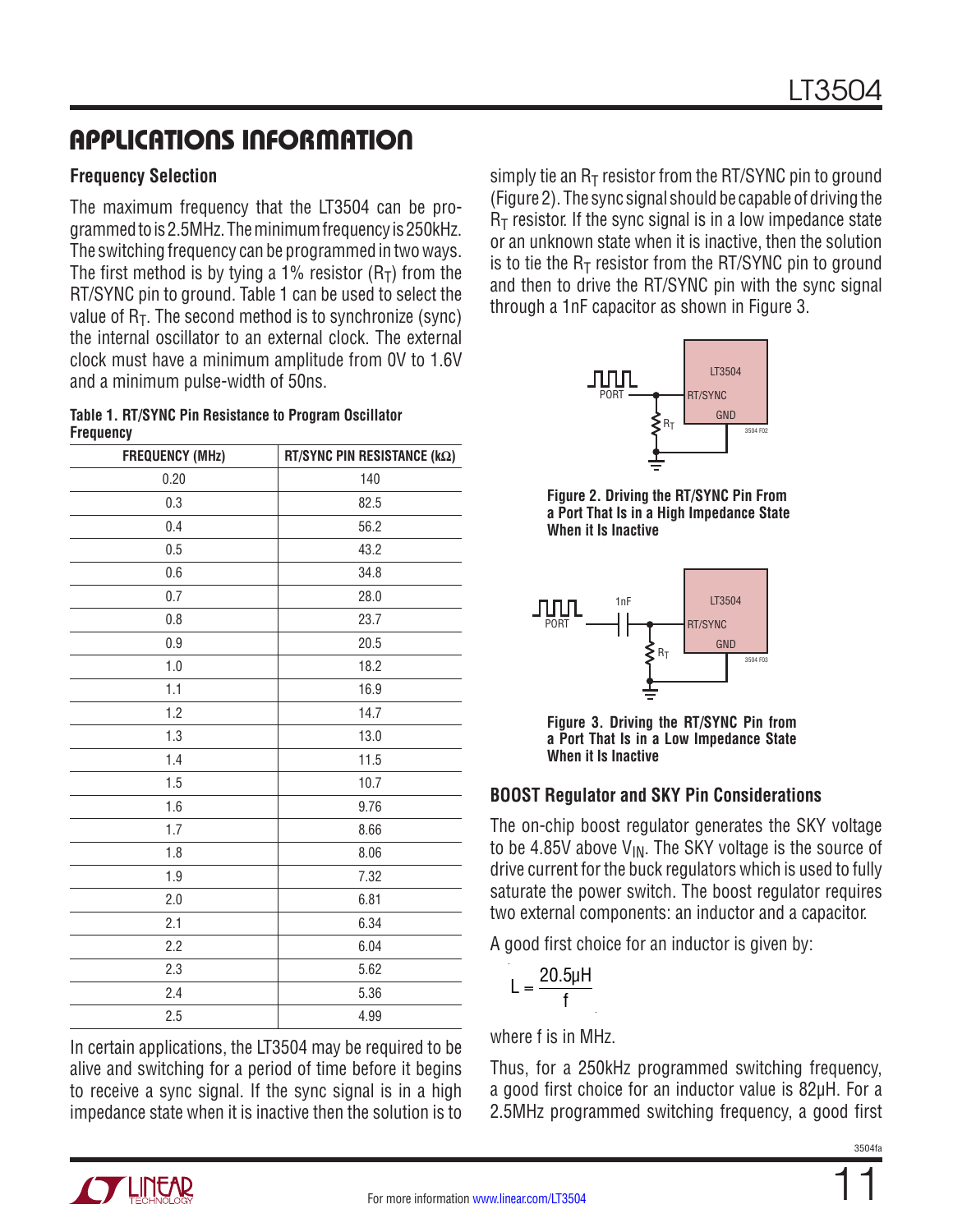## APPLICATIONS INFORMATION

### Frequency Selection

The maximum frequency that the LT3504 can be programmed to is 2.5MHz. The minimum frequency is 250kHz. The switching frequency can be programmed in two ways. The first method is by tying a 1% resistor ($R_T$) from the RT/SYNC pin to ground. Table 1 can be used to select the value of $R_T$. The second method is to synchronize (sync) the internal oscillator to an external clock. The external clock must have a minimum amplitude from 0V to 1.6V and a minimum pulse-width of 50ns.

**Table 1. RT/SYNC Pin Resistance to Program Oscillator Frequency**

| FREQUENCY (MHz) | RT/SYNC PIN RESISTANCE (kΩ) |
|---|---|
| 0.20 | 140 |
| 0.3 | 82.5 |
| 0.4 | 56.2 |
| 0.5 | 43.2 |
| 0.6 | 34.8 |
| 0.7 | 28.0 |
| 0.8 | 23.7 |
| 0.9 | 20.5 |
| 1.0 | 18.2 |
| 1.1 | 16.9 |
| 1.2 | 14.7 |
| 1.3 | 13.0 |
| 1.4 | 11.5 |
| 1.5 | 10.7 |
| 1.6 | 9.76 |
| 1.7 | 8.66 |
| 1.8 | 8.06 |
| 1.9 | 7.32 |
| 2.0 | 6.81 |
| 2.1 | 6.34 |
| 2.2 | 6.04 |
| 2.3 | 5.62 |
| 2.4 | 5.36 |
| 2.5 | 4.99 |

In certain applications, the LT3504 may be required to be alive and switching for a period of time before it begins to receive a sync signal. If the sync signal is in a high impedance state when it is inactive then the solution is to simply tie an $R_T$ resistor from the RT/SYNC pin to ground (Figure 2). The sync signal should be capable of driving the $R_T$ resistor. If the sync signal is in a low impedance state or an unknown state when it is inactive, then the solution is to tie the $R_T$ resistor from the RT/SYNC pin to ground and then to drive the RT/SYNC pin with the sync signal through a 1nF capacitor as shown in Figure 3.

**Figure 2. Driving the RT/SYNC Pin From a Port That Is in a High Impedance State When it Is Inactive**

**Figure 3. Driving the RT/SYNC Pin from a Port That Is in a Low Impedance State When it Is Inactive**

### BOOST Regulator and SKY Pin Considerations

The on-chip boost regulator generates the SKY voltage to be 4.85V above $V_{IN}$. The SKY voltage is the source of drive current for the buck regulators which is used to fully saturate the power switch. The boost regulator requires two external components: an inductor and a capacitor.

A good first choice for an inductor is given by:

$$L = \frac{20.5\mu H}{f}$$

where f is in MHz.

Thus, for a 250kHz programmed switching frequency, a good first choice for an inductor value is 82μH. For a 2.5MHz programmed switching frequency, a good first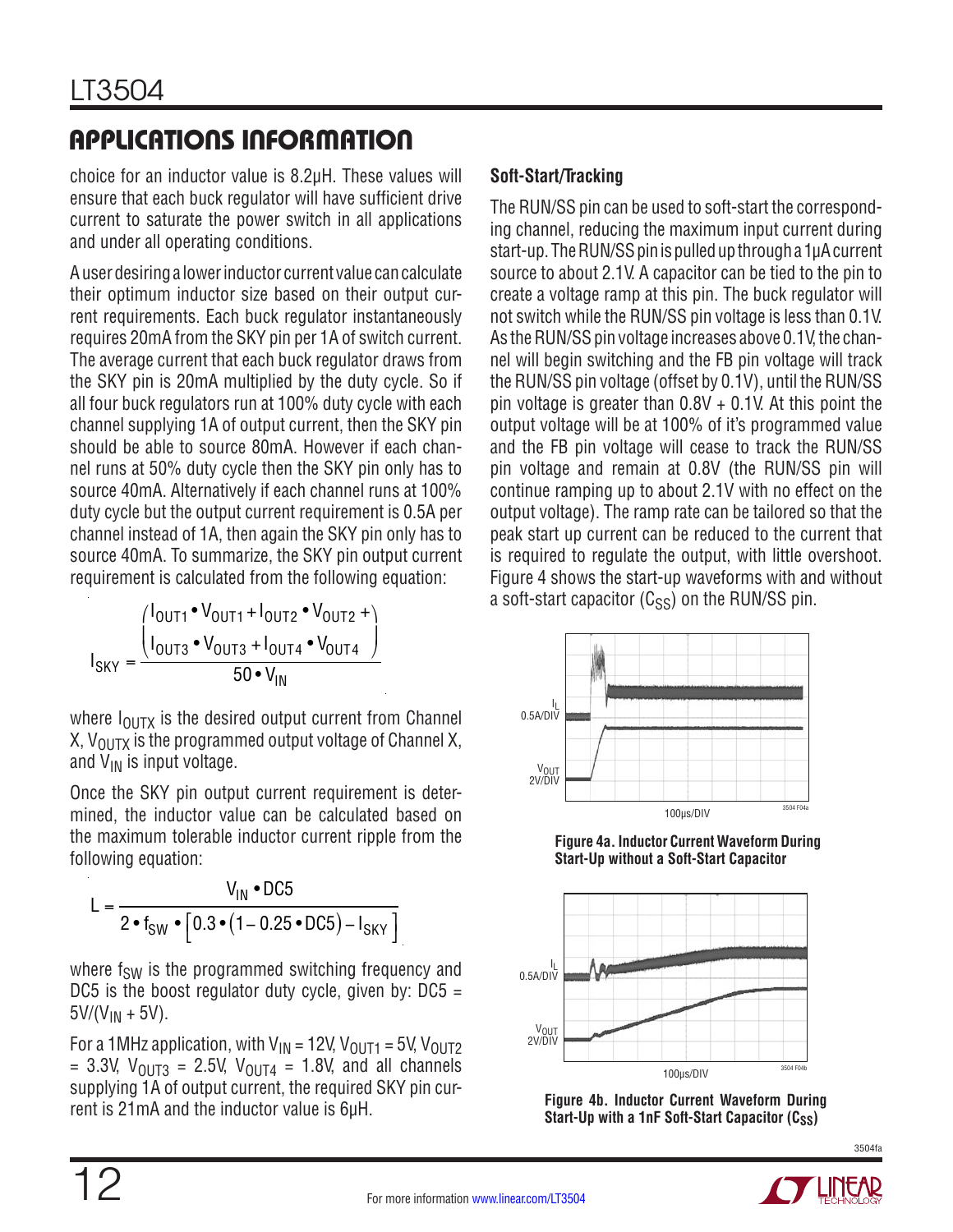## APPLICATIONS INFORMATION

choice for an inductor value is 8.2µH. These values will ensure that each buck regulator will have sufficient drive current to saturate the power switch in all applications and under all operating conditions.

A user desiring a lower inductor current value can calculate their optimum inductor size based on their output current requirements. Each buck regulator instantaneously requires 20mA from the SKY pin per 1A of switch current. The average current that each buck regulator draws from the SKY pin is 20mA multiplied by the duty cycle. So if all four buck regulators run at 100% duty cycle with each channel supplying 1A of output current, then the SKY pin should be able to source 80mA. However if each channel runs at 50% duty cycle then the SKY pin only has to source 40mA. Alternatively if each channel runs at 100% duty cycle but the output current requirement is 0.5A per channel instead of 1A, then again the SKY pin only has to source 40mA. To summarize, the SKY pin output current requirement is calculated from the following equation:

$$I_{SKY} = \frac{\begin{pmatrix} I_{OUT1} \bullet V_{OUT1} + I_{OUT2} \bullet V_{OUT2} + \\ I_{OUT3} \bullet V_{OUT3} + I_{OUT4} \bullet V_{OUT4} \end{pmatrix}}{50 \bullet V_{IN}}$$

where $I_{OUTX}$ is the desired output current from Channel X, $V_{OUTX}$ is the programmed output voltage of Channel X, and $V_{IN}$ is input voltage.

Once the SKY pin output current requirement is determined, the inductor value can be calculated based on the maximum tolerable inductor current ripple from the following equation:

$$L = \frac{V_{IN} \bullet DC5}{2 \bullet f_{SW} \bullet \left[0.3 \bullet (1 - 0.25 \bullet DC5) - I_{SKY}\right]}$$

where $f_{SW}$ is the programmed switching frequency and DC5 is the boost regulator duty cycle, given by: $DC5 = 5V/(V_{IN} + 5V)$.

For a 1MHz application, with $V_{IN}$ = 12V, $V_{OUT1}$ = 5V, $V_{OUT2}$ = 3.3V, $V_{OUT3}$ = 2.5V, $V_{OUT4}$ = 1.8V, and all channels supplying 1A of output current, the required SKY pin current is 21mA and the inductor value is 6µH.

### Soft-Start/Tracking

The RUN/SS pin can be used to soft-start the corresponding channel, reducing the maximum input current during start-up. The RUN/SS pin is pulled up through a 1µA current source to about 2.1V. A capacitor can be tied to the pin to create a voltage ramp at this pin. The buck regulator will not switch while the RUN/SS pin voltage is less than 0.1V. As the RUN/SS pin voltage increases above 0.1V, the channel will begin switching and the FB pin voltage will track the RUN/SS pin voltage (offset by 0.1V), until the RUN/SS pin voltage is greater than 0.8V + 0.1V. At this point the output voltage will be at 100% of it's programmed value and the FB pin voltage will cease to track the RUN/SS pin voltage and remain at 0.8V (the RUN/SS pin will continue ramping up to about 2.1V with no effect on the output voltage). The ramp rate can be tailored so that the peak start up current can be reduced to the current that is required to regulate the output, with little overshoot. Figure 4 shows the start-up waveforms with and without a soft-start capacitor ($C_{SS}$) on the RUN/SS pin.

**Figure 4a. Inductor Current Waveform During Start-Up without a Soft-Start Capacitor**

**Figure 4b. Inductor Current Waveform During Start-Up with a 1nF Soft-Start Capacitor ($C_{SS}$)**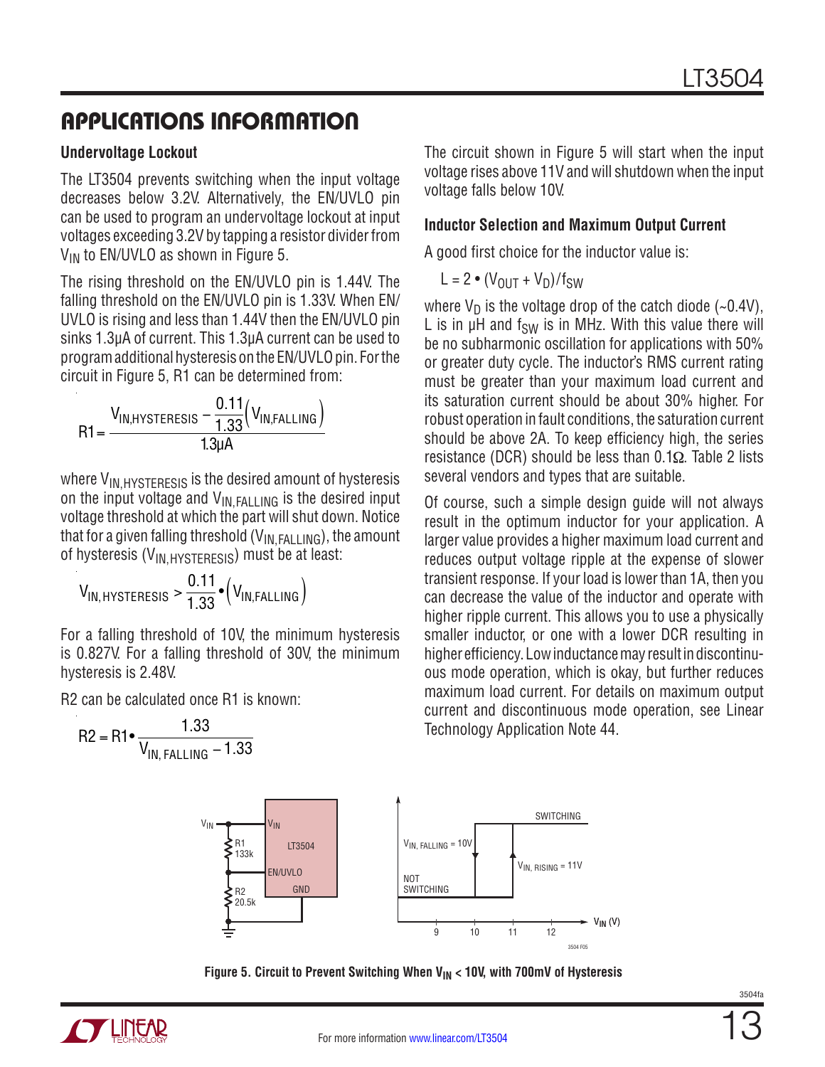## APPLICATIONS INFORMATION

### Undervoltage Lockout

The LT3504 prevents switching when the input voltage decreases below 3.2V. Alternatively, the EN/UVLO pin can be used to program an undervoltage lockout at input voltages exceeding 3.2V by tapping a resistor divider from $V_{IN}$ to EN/UVLO as shown in Figure 5.

The rising threshold on the EN/UVLO pin is 1.44V. The falling threshold on the EN/UVLO pin is 1.33V. When EN/UVLO is rising and less than 1.44V then the EN/UVLO pin sinks 1.3µA of current. This 1.3µA current can be used to program additional hysteresis on the EN/UVLO pin. For the circuit in Figure 5, R1 can be determined from:

$$R1 = \frac{V_{IN,HYSTERESIS} - \frac{0.11}{1.33}\left(V_{IN,FALLING}\right)}{1.3\mu A}$$

where $V_{IN,HYSTERESIS}$ is the desired amount of hysteresis on the input voltage and $V_{IN,FALLING}$ is the desired input voltage threshold at which the part will shut down. Notice that for a given falling threshold ($V_{IN,FALLING}$), the amount of hysteresis ($V_{IN,HYSTERESIS}$) must be at least:

$$V_{IN,HYSTERESIS} > \frac{0.11}{1.33} \bullet \left(V_{IN,FALLING}\right)$$

For a falling threshold of 10V, the minimum hysteresis is 0.827V. For a falling threshold of 30V, the minimum hysteresis is 2.48V.

R2 can be calculated once R1 is known:

$$R2 = R1 \bullet \frac{1.33}{V_{IN,FALLING} - 1.33}$$

The circuit shown in Figure 5 will start when the input voltage rises above 11V and will shutdown when the input voltage falls below 10V.

### Inductor Selection and Maximum Output Current

A good first choice for the inductor value is:

$$L = 2 \bullet (V_{OUT} + V_D)/f_{SW}$$

where $V_D$ is the voltage drop of the catch diode (~0.4V), L is in µH and $f_{SW}$ is in MHz. With this value there will be no subharmonic oscillation for applications with 50% or greater duty cycle. The inductor's RMS current rating must be greater than your maximum load current and its saturation current should be about 30% higher. For robust operation in fault conditions, the saturation current should be above 2A. To keep efficiency high, the series resistance (DCR) should be less than 0.1Ω. Table 2 lists several vendors and types that are suitable.

Of course, such a simple design guide will not always result in the optimum inductor for your application. A larger value provides a higher maximum load current and reduces output voltage ripple at the expense of slower transient response. If your load is lower than 1A, then you can decrease the value of the inductor and operate with higher ripple current. This allows you to use a physically smaller inductor, or one with a lower DCR resulting in higher efficiency. Low inductance may result in discontinuous mode operation, which is okay, but further reduces maximum load current. For details on maximum output current and discontinuous mode operation, see Linear Technology Application Note 44.

Figure 5. Circuit to Prevent Switching When $V_{IN}$ < 10V, with 700mV of Hysteresis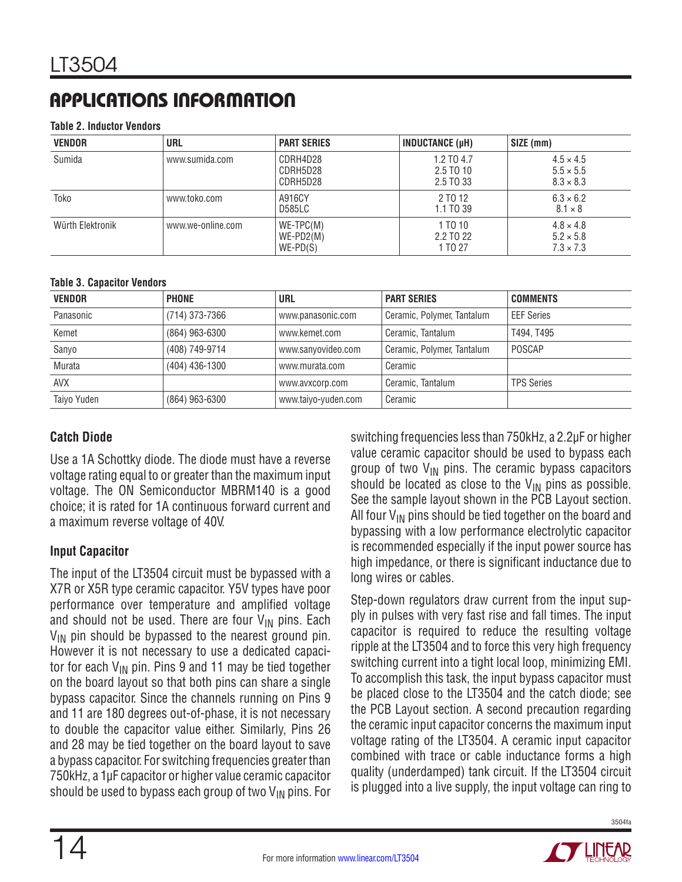## APPLICATIONS INFORMATION

**Table 2. Inductor Vendors**

| VENDOR | URL | PART SERIES | INDUCTANCE (μH) | SIZE (mm) |
|---|---|---|---|---|
| Sumida | www.sumida.com | CDRH4D28<br>CDRH5D28<br>CDRH5D28 | 1.2 TO 4.7<br>2.5 TO 10<br>2.5 TO 33 | 4.5 × 4.5<br>5.5 × 5.5<br>8.3 × 8.3 |
| Toko | www.toko.com | A916CY<br>D585LC | 2 TO 12<br>1.1 TO 39 | 6.3 × 6.2<br>8.1 × 8 |
| Würth Elektronik | www.we-online.com | WE-TPC(M)<br>WE-PD2(M)<br>WE-PD(S) | 1 TO 10<br>2.2 TO 22<br>1 TO 27 | 4.8 × 4.8<br>5.2 × 5.8<br>7.3 × 7.3 |

**Table 3. Capacitor Vendors**

| VENDOR | PHONE | URL | PART SERIES | COMMENTS |
|---|---|---|---|---|
| Panasonic | (714) 373-7366 | www.panasonic.com | Ceramic, Polymer, Tantalum | EEF Series |
| Kemet | (864) 963-6300 | www.kemet.com | Ceramic, Tantalum | T494, T495 |
| Sanyo | (408) 749-9714 | www.sanyovideo.com | Ceramic, Polymer, Tantalum | POSCAP |
| Murata | (404) 436-1300 | www.murata.com | Ceramic | |
| AVX | | www.avxcorp.com | Ceramic, Tantalum | TPS Series |
| Taiyo Yuden | (864) 963-6300 | www.taiyo-yuden.com | Ceramic | |

### Catch Diode

Use a 1A Schottky diode. The diode must have a reverse voltage rating equal to or greater than the maximum input voltage. The ON Semiconductor MBRM140 is a good choice; it is rated for 1A continuous forward current and a maximum reverse voltage of 40V.

### Input Capacitor

The input of the LT3504 circuit must be bypassed with a X7R or X5R type ceramic capacitor. Y5V types have poor performance over temperature and amplified voltage and should not be used. There are four $V_{IN}$ pins. Each $V_{IN}$ pin should be bypassed to the nearest ground pin. However it is not necessary to use a dedicated capacitor for each $V_{IN}$ pin. Pins 9 and 11 may be tied together on the board layout so that both pins can share a single bypass capacitor. Since the channels running on Pins 9 and 11 are 180 degrees out-of-phase, it is not necessary to double the capacitor value either. Similarly, Pins 26 and 28 may be tied together on the board layout to save a bypass capacitor. For switching frequencies greater than 750kHz, a 1μF capacitor or higher value ceramic capacitor should be used to bypass each group of two $V_{IN}$ pins. For switching frequencies less than 750kHz, a 2.2μF or higher value ceramic capacitor should be used to bypass each group of two $V_{IN}$ pins. The ceramic bypass capacitors should be located as close to the $V_{IN}$ pins as possible. See the sample layout shown in the PCB Layout section. All four $V_{IN}$ pins should be tied together on the board and bypassing with a low performance electrolytic capacitor is recommended especially if the input power source has high impedance, or there is significant inductance due to long wires or cables.

Step-down regulators draw current from the input supply in pulses with very fast rise and fall times. The input capacitor is required to reduce the resulting voltage ripple at the LT3504 and to force this very high frequency switching current into a tight local loop, minimizing EMI. To accomplish this task, the input bypass capacitor must be placed close to the LT3504 and the catch diode; see the PCB Layout section. A second precaution regarding the ceramic input capacitor concerns the maximum input voltage rating of the LT3504. A ceramic input capacitor combined with trace or cable inductance forms a high quality (underdamped) tank circuit. If the LT3504 circuit is plugged into a live supply, the input voltage can ring to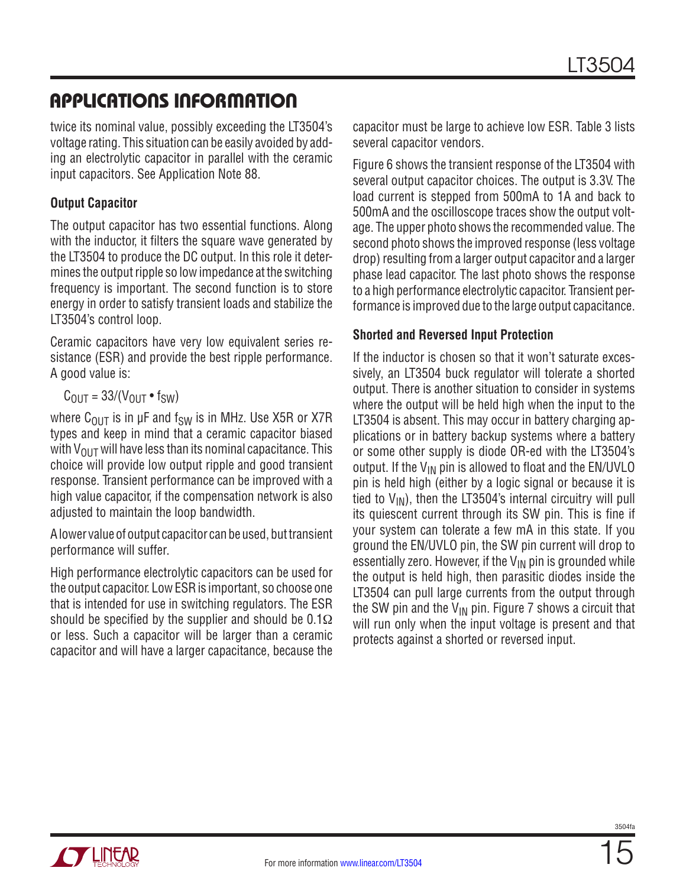## APPLICATIONS INFORMATION

twice its nominal value, possibly exceeding the LT3504's voltage rating. This situation can be easily avoided by adding an electrolytic capacitor in parallel with the ceramic input capacitors. See Application Note 88.

### Output Capacitor

The output capacitor has two essential functions. Along with the inductor, it filters the square wave generated by the LT3504 to produce the DC output. In this role it determines the output ripple so low impedance at the switching frequency is important. The second function is to store energy in order to satisfy transient loads and stabilize the LT3504's control loop.

Ceramic capacitors have very low equivalent series resistance (ESR) and provide the best ripple performance. A good value is:

$$C_{OUT} = 33/(V_{OUT} \bullet f_{SW})$$

where $C_{OUT}$ is in µF and $f_{SW}$ is in MHz. Use X5R or X7R types and keep in mind that a ceramic capacitor biased with $V_{OUT}$ will have less than its nominal capacitance. This choice will provide low output ripple and good transient response. Transient performance can be improved with a high value capacitor, if the compensation network is also adjusted to maintain the loop bandwidth.

A lower value of output capacitor can be used, but transient performance will suffer.

High performance electrolytic capacitors can be used for the output capacitor. Low ESR is important, so choose one that is intended for use in switching regulators. The ESR should be specified by the supplier and should be 0.1Ω or less. Such a capacitor will be larger than a ceramic capacitor and will have a larger capacitance, because the capacitor must be large to achieve low ESR. Table 3 lists several capacitor vendors.

Figure 6 shows the transient response of the LT3504 with several output capacitor choices. The output is 3.3V. The load current is stepped from 500mA to 1A and back to 500mA and the oscilloscope traces show the output voltage. The upper photo shows the recommended value. The second photo shows the improved response (less voltage drop) resulting from a larger output capacitor and a larger phase lead capacitor. The last photo shows the response to a high performance electrolytic capacitor. Transient performance is improved due to the large output capacitance.

### Shorted and Reversed Input Protection

If the inductor is chosen so that it won't saturate excessively, an LT3504 buck regulator will tolerate a shorted output. There is another situation to consider in systems where the output will be held high when the input to the LT3504 is absent. This may occur in battery charging applications or in battery backup systems where a battery or some other supply is diode OR-ed with the LT3504's output. If the $V_{IN}$ pin is allowed to float and the EN/UVLO pin is held high (either by a logic signal or because it is tied to $V_{IN}$), then the LT3504's internal circuitry will pull its quiescent current through its SW pin. This is fine if your system can tolerate a few mA in this state. If you ground the EN/UVLO pin, the SW pin current will drop to essentially zero. However, if the $V_{IN}$ pin is grounded while the output is held high, then parasitic diodes inside the LT3504 can pull large currents from the output through the SW pin and the $V_{IN}$ pin. Figure 7 shows a circuit that will run only when the input voltage is present and that protects against a shorted or reversed input.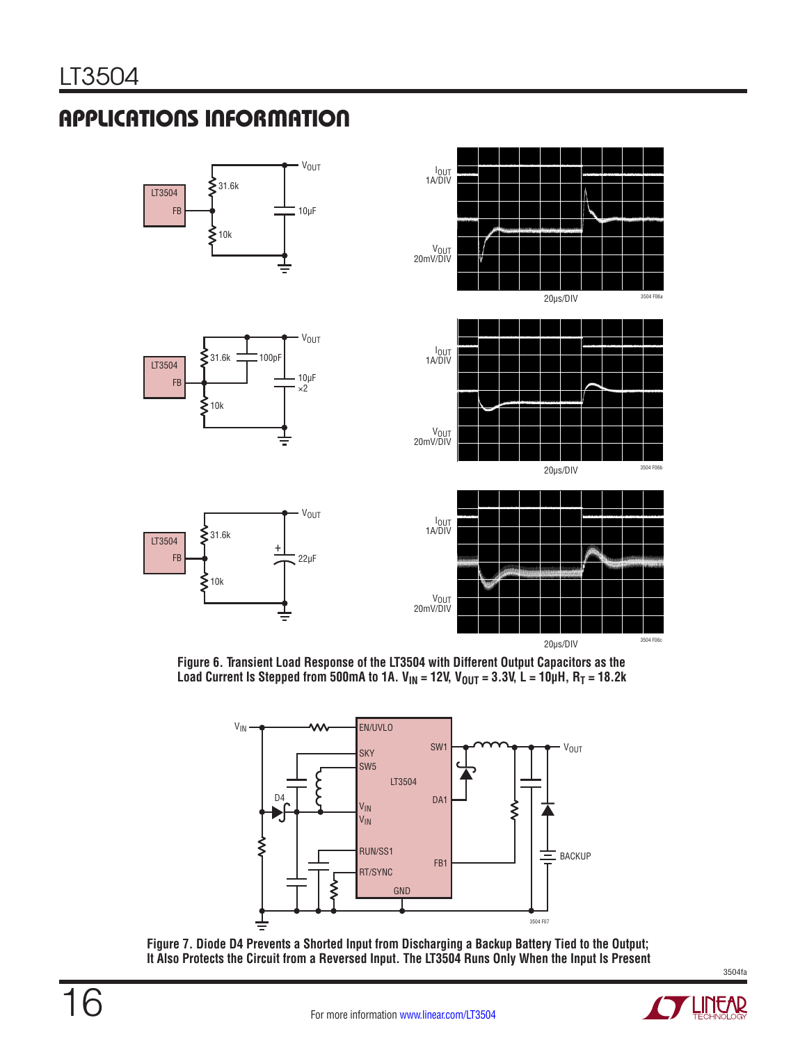## APPLICATIONS INFORMATION

Figure 6. Transient Load Response of the LT3504 with Different Output Capacitors as the Load Current Is Stepped from 500mA to 1A. $V_{IN}$ = 12V, $V_{OUT}$ = 3.3V, L = 10µH, $R_T$ = 18.2k

Figure 7. Diode D4 Prevents a Shorted Input from Discharging a Backup Battery Tied to the Output; It Also Protects the Circuit from a Reversed Input. The LT3504 Runs Only When the Input Is Present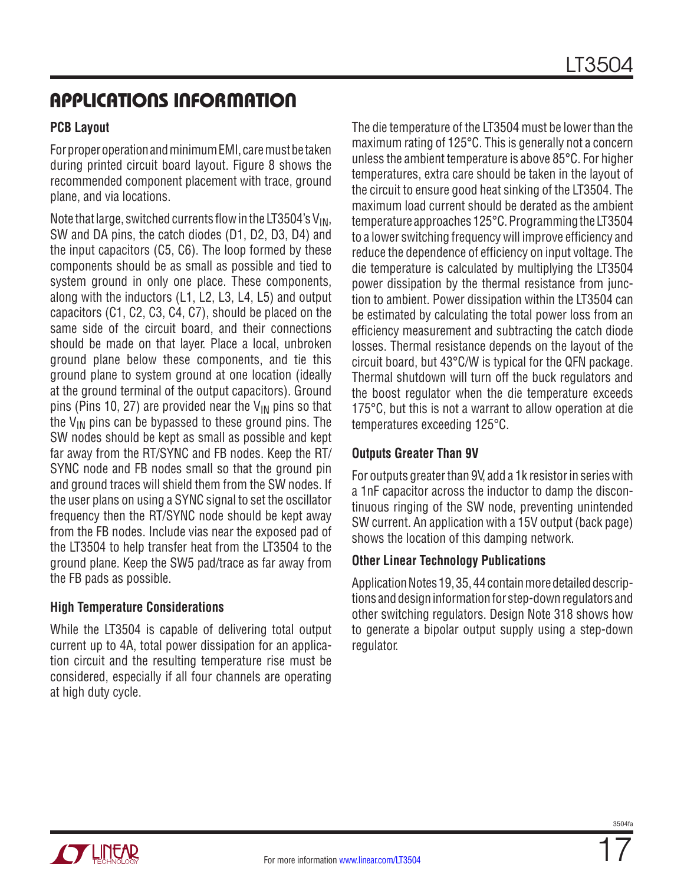## APPLICATIONS INFORMATION

### PCB Layout

For proper operation and minimum EMI, care must be taken during printed circuit board layout. Figure 8 shows the recommended component placement with trace, ground plane, and via locations.

Note that large, switched currents flow in the LT3504's $V_{IN}$, SW and DA pins, the catch diodes (D1, D2, D3, D4) and the input capacitors (C5, C6). The loop formed by these components should be as small as possible and tied to system ground in only one place. These components, along with the inductors (L1, L2, L3, L4, L5) and output capacitors (C1, C2, C3, C4, C7), should be placed on the same side of the circuit board, and their connections should be made on that layer. Place a local, unbroken ground plane below these components, and tie this ground plane to system ground at one location (ideally at the ground terminal of the output capacitors). Ground pins (Pins 10, 27) are provided near the $V_{IN}$ pins so that the $V_{IN}$ pins can be bypassed to these ground pins. The SW nodes should be kept as small as possible and kept far away from the RT/SYNC and FB nodes. Keep the RT/SYNC node and FB nodes small so that the ground pin and ground traces will shield them from the SW nodes. If the user plans on using a SYNC signal to set the oscillator frequency then the RT/SYNC node should be kept away from the FB nodes. Include vias near the exposed pad of the LT3504 to help transfer heat from the LT3504 to the ground plane. Keep the SW5 pad/trace as far away from the FB pads as possible.

### High Temperature Considerations

While the LT3504 is capable of delivering total output current up to 4A, total power dissipation for an application circuit and the resulting temperature rise must be considered, especially if all four channels are operating at high duty cycle.

The die temperature of the LT3504 must be lower than the maximum rating of 125°C. This is generally not a concern unless the ambient temperature is above 85°C. For higher temperatures, extra care should be taken in the layout of the circuit to ensure good heat sinking of the LT3504. The maximum load current should be derated as the ambient temperature approaches 125°C. Programming the LT3504 to a lower switching frequency will improve efficiency and reduce the dependence of efficiency on input voltage. The die temperature is calculated by multiplying the LT3504 power dissipation by the thermal resistance from junction to ambient. Power dissipation within the LT3504 can be estimated by calculating the total power loss from an efficiency measurement and subtracting the catch diode losses. Thermal resistance depends on the layout of the circuit board, but 43°C/W is typical for the QFN package. Thermal shutdown will turn off the buck regulators and the boost regulator when the die temperature exceeds 175°C, but this is not a warrant to allow operation at die temperatures exceeding 125°C.

### Outputs Greater Than 9V

For outputs greater than 9V, add a 1k resistor in series with a 1nF capacitor across the inductor to damp the discontinuous ringing of the SW node, preventing unintended SW current. An application with a 15V output (back page) shows the location of this damping network.

### Other Linear Technology Publications

Application Notes 19, 35, 44 contain more detailed descriptions and design information for step-down regulators and other switching regulators. Design Note 318 shows how to generate a bipolar output supply using a step-down regulator.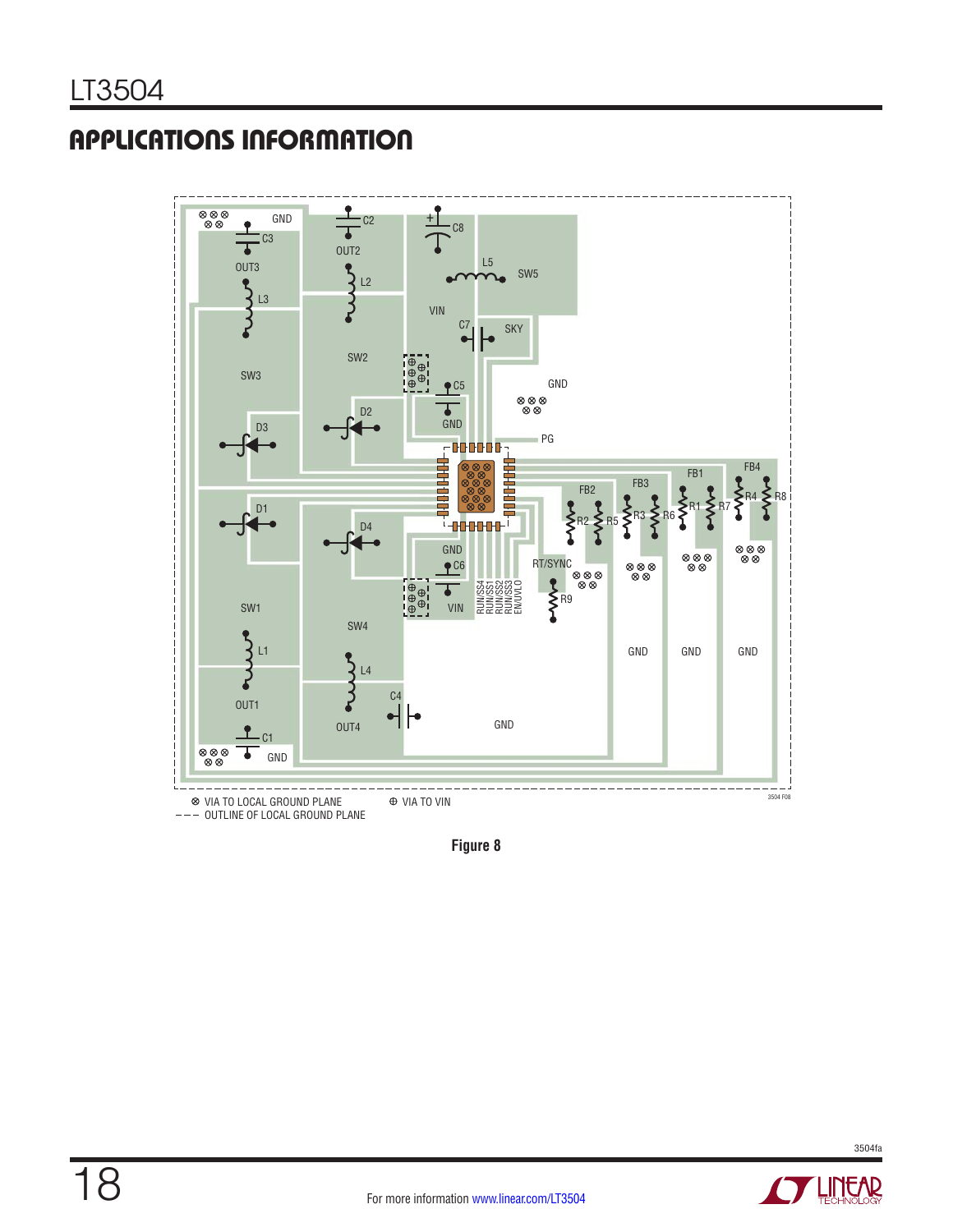## APPLICATIONS INFORMATION

⊗ VIA TO LOCAL GROUND PLANE ⊕ VIA TO VIN

OUTLINE OF LOCAL GROUND PLANE

Figure 8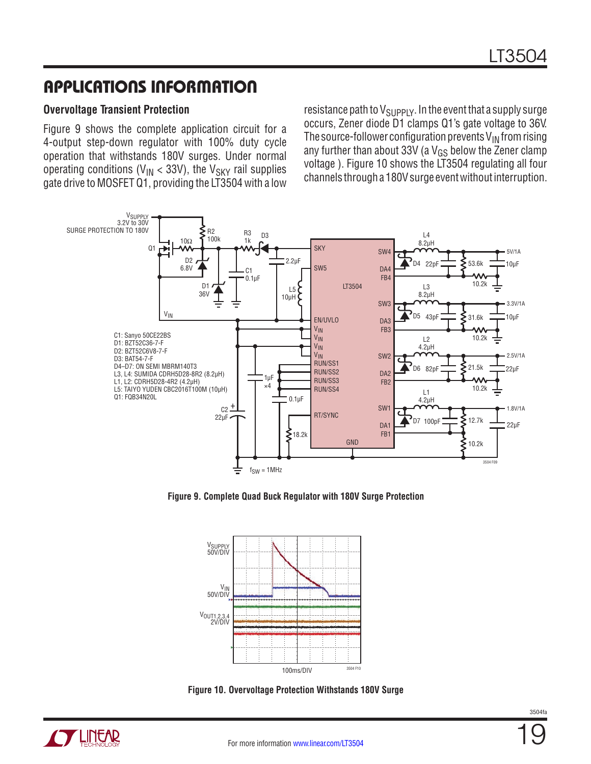## APPLICATIONS INFORMATION

### Overvoltage Transient Protection

Figure 9 shows the complete application circuit for a 4-output step-down regulator with 100% duty cycle operation that withstands 180V surges. Under normal operating conditions ($V_{IN}$ < 33V), the $V_{SKY}$ rail supplies gate drive to MOSFET Q1, providing the LT3504 with a low resistance path to $V_{SUPPLY}$. In the event that a supply surge occurs, Zener diode D1 clamps Q1's gate voltage to 36V. The source-follower configuration prevents $V_{IN}$ from rising any further than about 33V (a $V_{GS}$ below the Zener clamp voltage ). Figure 10 shows the LT3504 regulating all four channels through a 180V surge event without interruption.

C1: Sanyo 50CE22BS
D1: BZT52C36-7-F
D2: BZT52C6V8-7-F
D3: BAT54-7-F
D4–D7: ON SEMI MBRM140T3
L3, L4: SUMIDA CDRH5D28-8R2 (8.2µH)
L1, L2: CDRH5D28-4R2 (4.2µH)
L5: TAIYO YUDEN CBC2016T100M (10µH)
Q1: FQB34N20L

**Figure 9. Complete Quad Buck Regulator with 180V Surge Protection**

**Figure 10. Overvoltage Protection Withstands 180V Surge**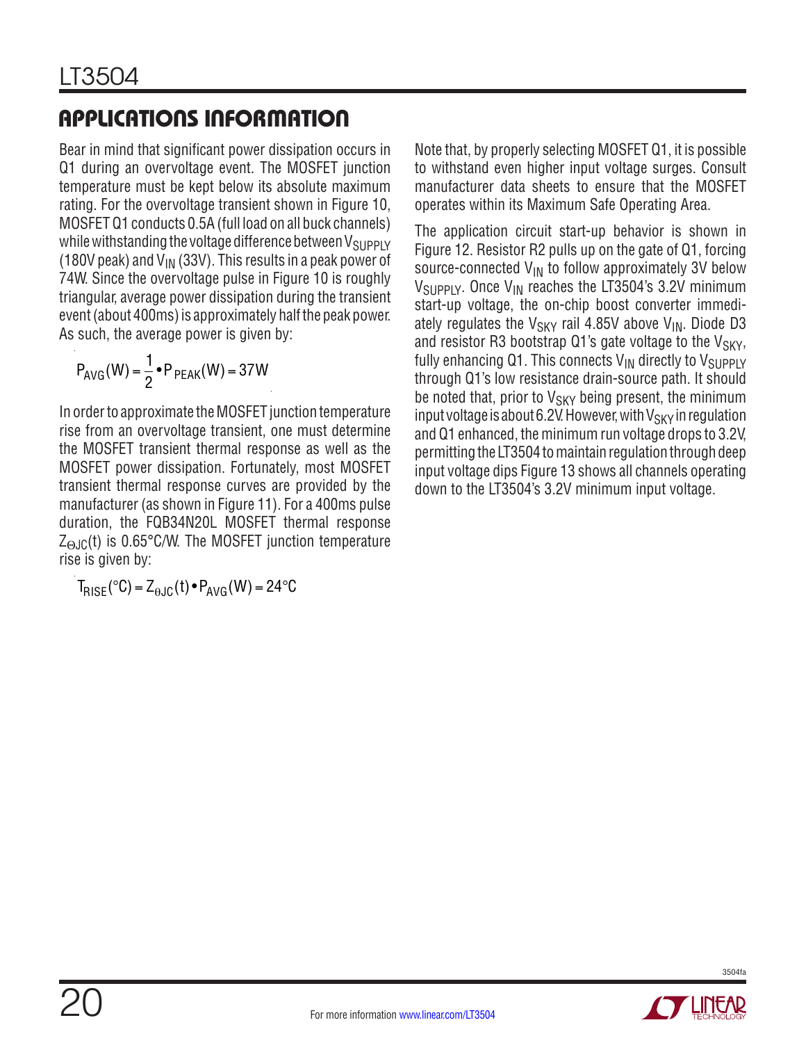## APPLICATIONS INFORMATION

Bear in mind that significant power dissipation occurs in Q1 during an overvoltage event. The MOSFET junction temperature must be kept below its absolute maximum rating. For the overvoltage transient shown in Figure 10, MOSFET Q1 conducts 0.5A (full load on all buck channels) while withstanding the voltage difference between $V_{SUPPLY}$ (180V peak) and $V_{IN}$ (33V). This results in a peak power of 74W. Since the overvoltage pulse in Figure 10 is roughly triangular, average power dissipation during the transient event (about 400ms) is approximately half the peak power. As such, the average power is given by:

$$P_{AVG}(W) = \frac{1}{2} \bullet P_{PEAK}(W) = 37W$$

In order to approximate the MOSFET junction temperature rise from an overvoltage transient, one must determine the MOSFET transient thermal response as well as the MOSFET power dissipation. Fortunately, most MOSFET transient thermal response curves are provided by the manufacturer (as shown in Figure 11). For a 400ms pulse duration, the FQB34N20L MOSFET thermal response $Z_{\Theta JC}(t)$ is 0.65°C/W. The MOSFET junction temperature rise is given by:

$$T_{RISE}(°C) = Z_{\theta JC}(t) \bullet P_{AVG}(W) = 24°C$$

Note that, by properly selecting MOSFET Q1, it is possible to withstand even higher input voltage surges. Consult manufacturer data sheets to ensure that the MOSFET operates within its Maximum Safe Operating Area.

The application circuit start-up behavior is shown in Figure 12. Resistor R2 pulls up on the gate of Q1, forcing source-connected $V_{IN}$ to follow approximately 3V below $V_{SUPPLY}$. Once $V_{IN}$ reaches the LT3504's 3.2V minimum start-up voltage, the on-chip boost converter immediately regulates the $V_{SKY}$ rail 4.85V above $V_{IN}$. Diode D3 and resistor R3 bootstrap Q1's gate voltage to the $V_{SKY}$, fully enhancing Q1. This connects $V_{IN}$ directly to $V_{SUPPLY}$ through Q1's low resistance drain-source path. It should be noted that, prior to $V_{SKY}$ being present, the minimum input voltage is about 6.2V. However, with $V_{SKY}$ in regulation and Q1 enhanced, the minimum run voltage drops to 3.2V, permitting the LT3504 to maintain regulation through deep input voltage dips Figure 13 shows all channels operating down to the LT3504's 3.2V minimum input voltage.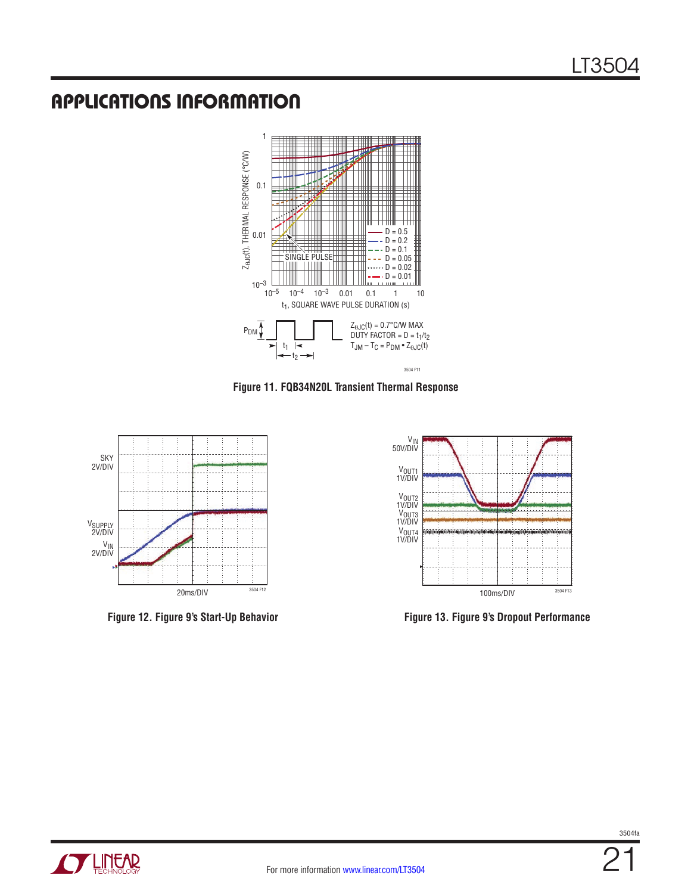## APPLICATIONS INFORMATION

Figure 11. FQB34N20L Transient Thermal Response

Figure 12. Figure 9's Start-Up Behavior

Figure 13. Figure 9's Dropout Performance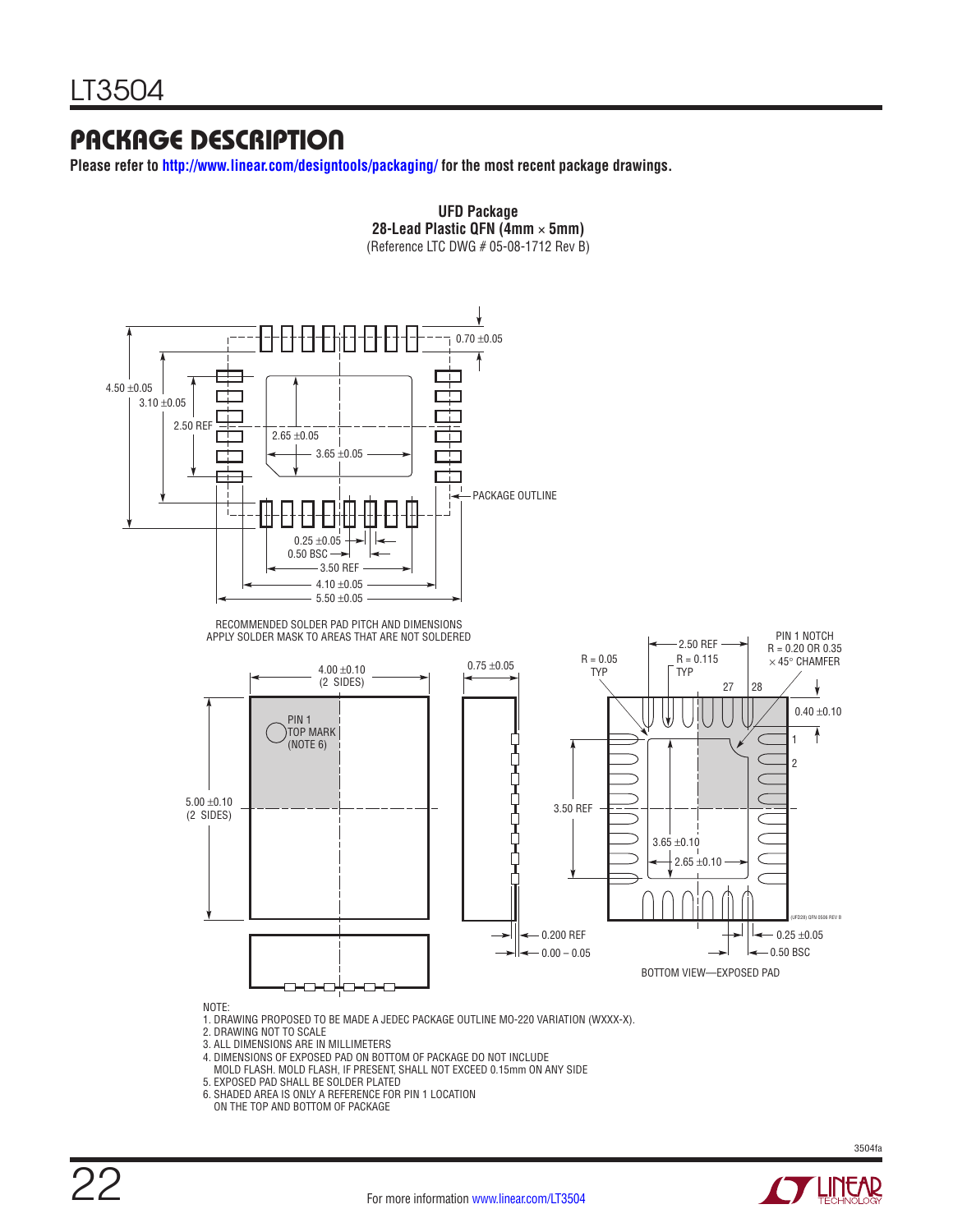## PACKAGE DESCRIPTION

**Please refer to http://www.linear.com/designtools/packaging/ for the most recent package drawings.**

**UFD Package**
**28-Lead Plastic QFN (4mm × 5mm)**
(Reference LTC DWG # 05-08-1712 Rev B)

0.70 ±0.05

4.50 ±0.05

3.10 ±0.05

2.50 REF

2.65 ±0.05

3.65 ±0.05

PACKAGE OUTLINE

0.25 ±0.05

0.50 BSC

3.50 REF

4.10 ±0.05

5.50 ±0.05

RECOMMENDED SOLDER PAD PITCH AND DIMENSIONS
APPLY SOLDER MASK TO AREAS THAT ARE NOT SOLDERED

4.00 ±0.10
(2 SIDES)

PIN 1
TOP MARK
(NOTE 6)

5.00 ±0.10
(2 SIDES)

0.75 ±0.05

0.200 REF

0.00 – 0.05

R = 0.05
TYP

2.50 REF

R = 0.115
TYP

PIN 1 NOTCH
R = 0.20 OR 0.35
× 45° CHAMFER

27 28

0.40 ±0.10

1

2

3.50 REF

3.65 ±0.10

2.65 ±0.10

(UFD28) QFN 0506 REV B

0.25 ±0.05

0.50 BSC

BOTTOM VIEW—EXPOSED PAD

NOTE:
1. DRAWING PROPOSED TO BE MADE A JEDEC PACKAGE OUTLINE MO-220 VARIATION (WXXX-X).
2. DRAWING NOT TO SCALE
3. ALL DIMENSIONS ARE IN MILLIMETERS
4. DIMENSIONS OF EXPOSED PAD ON BOTTOM OF PACKAGE DO NOT INCLUDE MOLD FLASH. MOLD FLASH, IF PRESENT, SHALL NOT EXCEED 0.15mm ON ANY SIDE
5. EXPOSED PAD SHALL BE SOLDER PLATED
6. SHADED AREA IS ONLY A REFERENCE FOR PIN 1 LOCATION ON THE TOP AND BOTTOM OF PACKAGE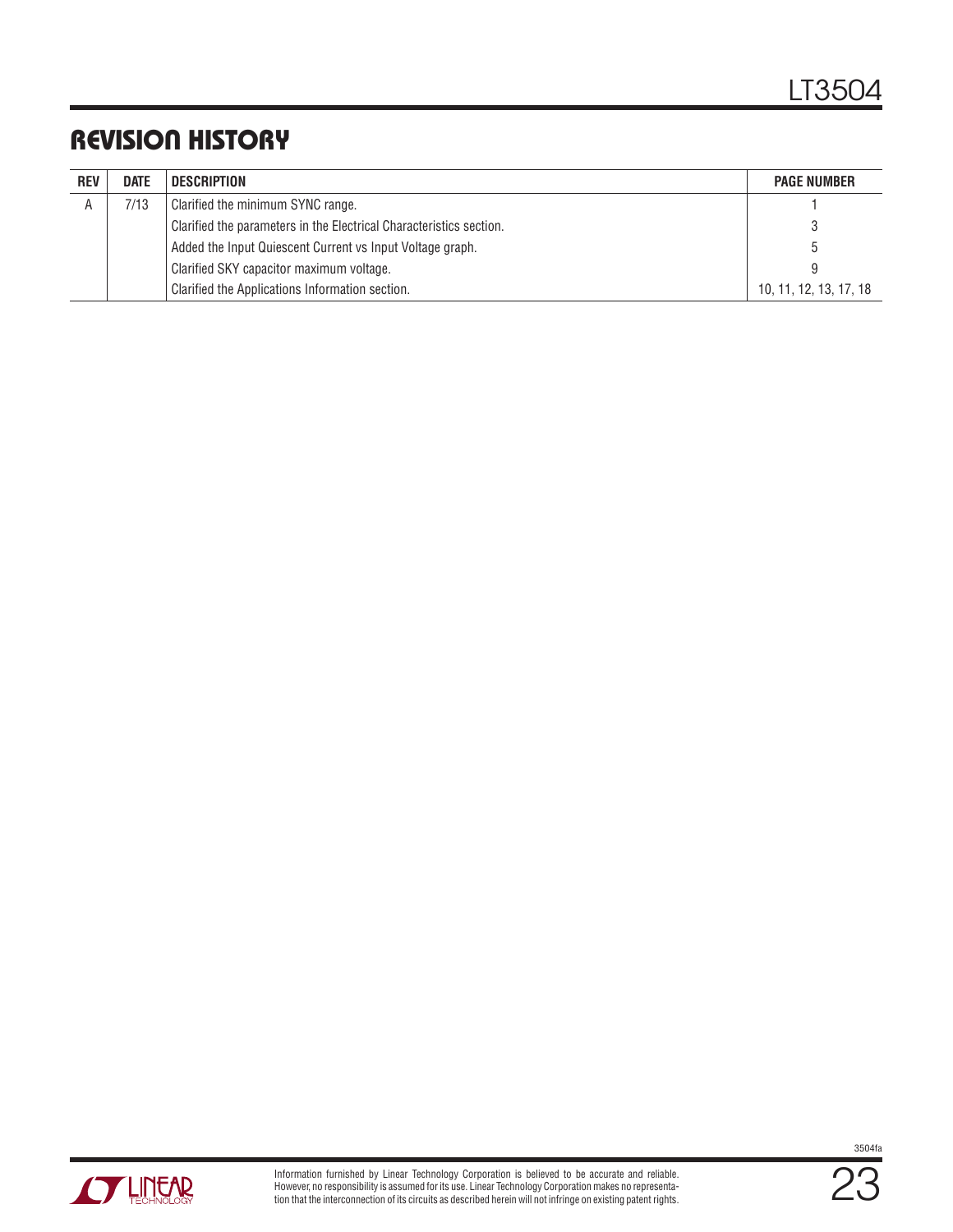## REVISION HISTORY

| REV | DATE | DESCRIPTION | PAGE NUMBER |
|---|---|---|---|
| A | 7/13 | Clarified the minimum SYNC range. | 1 |
| | | Clarified the parameters in the Electrical Characteristics section. | 3 |
| | | Added the Input Quiescent Current vs Input Voltage graph. | 5 |
| | | Clarified SKY capacitor maximum voltage. | 9 |
| | | Clarified the Applications Information section. | 10, 11, 12, 13, 17, 18 |

Information furnished by Linear Technology Corporation is believed to be accurate and reliable. However, no responsibility is assumed for its use. Linear Technology Corporation makes no representation that the interconnection of its circuits as described herein will not infringe on existing patent rights.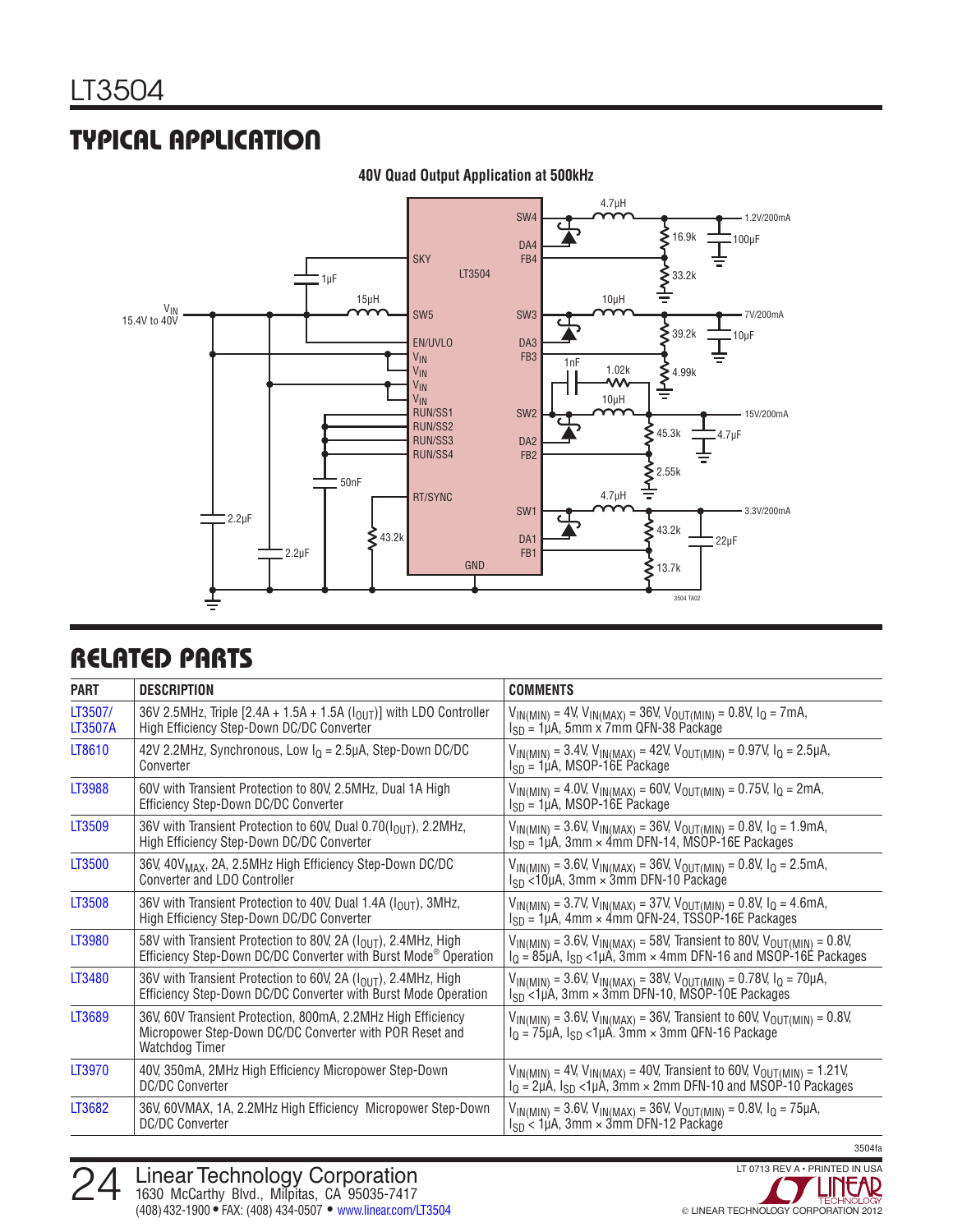## TYPICAL APPLICATION

**40V Quad Output Application at 500kHz**

LT3504

$V_{IN}$
15.4V to 40V

1μF
15μH
SKY
SW5
EN/UVLO
$V_{IN}$
$V_{IN}$
$V_{IN}$
$V_{IN}$
RUN/SS1
RUN/SS2
RUN/SS3
RUN/SS4
50nF
RT/SYNC
43.2k
2.2μF
2.2μF
GND

SW4
DA4
FB4
4.7μH
16.9k
33.2k
100μF
1.2V/200mA

SW3
DA3
FB3
10μH
39.2k
4.99k
10μF
7V/200mA

1nF
1.02k
SW2
DA2
FB2
10μH
45.3k
2.55k
4.7μF
15V/200mA

SW1
DA1
FB1
4.7μH
43.2k
13.7k
22μF
3.3V/200mA

3504 TA02

## RELATED PARTS

| PART | DESCRIPTION | COMMENTS |
|---|---|---|
| LT3507/ LT3507A | 36V 2.5MHz, Triple [2.4A + 1.5A + 1.5A ($I_{OUT}$)] with LDO Controller High Efficiency Step-Down DC/DC Converter | $V_{IN(MIN)}$ = 4V, $V_{IN(MAX)}$ = 36V, $V_{OUT(MIN)}$ = 0.8V, $I_Q$ = 7mA, $I_{SD}$ = 1μA, 5mm x 7mm QFN-38 Package |
| LT8610 | 42V 2.2MHz, Synchronous, Low $I_Q$ = 2.5μA, Step-Down DC/DC Converter | $V_{IN(MIN)}$ = 3.4V, $V_{IN(MAX)}$ = 42V, $V_{OUT(MIN)}$ = 0.97V, $I_Q$ = 2.5μA, $I_{SD}$ = 1μA, MSOP-16E Package |
| LT3988 | 60V with Transient Protection to 80V, 2.5MHz, Dual 1A High Efficiency Step-Down DC/DC Converter | $V_{IN(MIN)}$ = 4.0V, $V_{IN(MAX)}$ = 60V, $V_{OUT(MIN)}$ = 0.75V, $I_Q$ = 2mA, $I_{SD}$ = 1μA, MSOP-16E Package |
| LT3509 | 36V with Transient Protection to 60V, Dual 0.70($I_{OUT}$), 2.2MHz, High Efficiency Step-Down DC/DC Converter | $V_{IN(MIN)}$ = 3.6V, $V_{IN(MAX)}$ = 36V, $V_{OUT(MIN)}$ = 0.8V, $I_Q$ = 1.9mA, $I_{SD}$ = 1μA, 3mm × 4mm DFN-14, MSOP-16E Packages |
| LT3500 | 36V, 40$V_{MAX}$, 2A, 2.5MHz High Efficiency Step-Down DC/DC Converter and LDO Controller | $V_{IN(MIN)}$ = 3.6V, $V_{IN(MAX)}$ = 36V, $V_{OUT(MIN)}$ = 0.8V, $I_Q$ = 2.5mA, $I_{SD}$ <10μA, 3mm × 3mm DFN-10 Package |
| LT3508 | 36V with Transient Protection to 40V, Dual 1.4A ($I_{OUT}$), 3MHz, High Efficiency Step-Down DC/DC Converter | $V_{IN(MIN)}$ = 3.7V, $V_{IN(MAX)}$ = 37V, $V_{OUT(MIN)}$ = 0.8V, $I_Q$ = 4.6mA, $I_{SD}$ = 1μA, 4mm × 4mm QFN-24, TSSOP-16E Packages |
| LT3980 | 58V with Transient Protection to 80V, 2A ($I_{OUT}$), 2.4MHz, High Efficiency Step-Down DC/DC Converter with Burst Mode® Operation | $V_{IN(MIN)}$ = 3.6V, $V_{IN(MAX)}$ = 58V, Transient to 80V, $V_{OUT(MIN)}$ = 0.8V, $I_Q$ = 85μA, $I_{SD}$ <1μA, 3mm × 4mm DFN-16 and MSOP-16E Packages |
| LT3480 | 36V with Transient Protection to 60V, 2A ($I_{OUT}$), 2.4MHz, High Efficiency Step-Down DC/DC Converter with Burst Mode Operation | $V_{IN(MIN)}$ = 3.6V, $V_{IN(MAX)}$ = 38V, $V_{OUT(MIN)}$ = 0.78V, $I_Q$ = 70μA, $I_{SD}$ <1μA, 3mm × 3mm DFN-10, MSOP-10E Packages |
| LT3689 | 36V, 60V Transient Protection, 800mA, 2.2MHz High Efficiency Micropower Step-Down DC/DC Converter with POR Reset and Watchdog Timer | $V_{IN(MIN)}$ = 3.6V, $V_{IN(MAX)}$ = 36V, Transient to 60V, $V_{OUT(MIN)}$ = 0.8V, $I_Q$ = 75μA, $I_{SD}$ <1μA. 3mm × 3mm QFN-16 Package |
| LT3970 | 40V, 350mA, 2MHz High Efficiency Micropower Step-Down DC/DC Converter | $V_{IN(MIN)}$ = 4V, $V_{IN(MAX)}$ = 40V, Transient to 60V, $V_{OUT(MIN)}$ = 1.21V, $I_Q$ = 2μA, $I_{SD}$ <1μA, 3mm × 2mm DFN-10 and MSOP-10 Packages |
| LT3682 | 36V, 60VMAX, 1A, 2.2MHz High Efficiency Micropower Step-Down DC/DC Converter | $V_{IN(MIN)}$ = 3.6V, $V_{IN(MAX)}$ = 36V, $V_{OUT(MIN)}$ = 0.8V, $I_Q$ = 75μA, $I_{SD}$ < 1μA, 3mm × 3mm DFN-12 Package |

3504fa

Linear Technology Corporation
1630 McCarthy Blvd., Milpitas, CA 95035-7417
(408) 432-1900 • FAX: (408) 434-0507 • www.linear.com/LT3504

LT 0713 REV A • PRINTED IN USA
© LINEAR TECHNOLOGY CORPORATION 2012